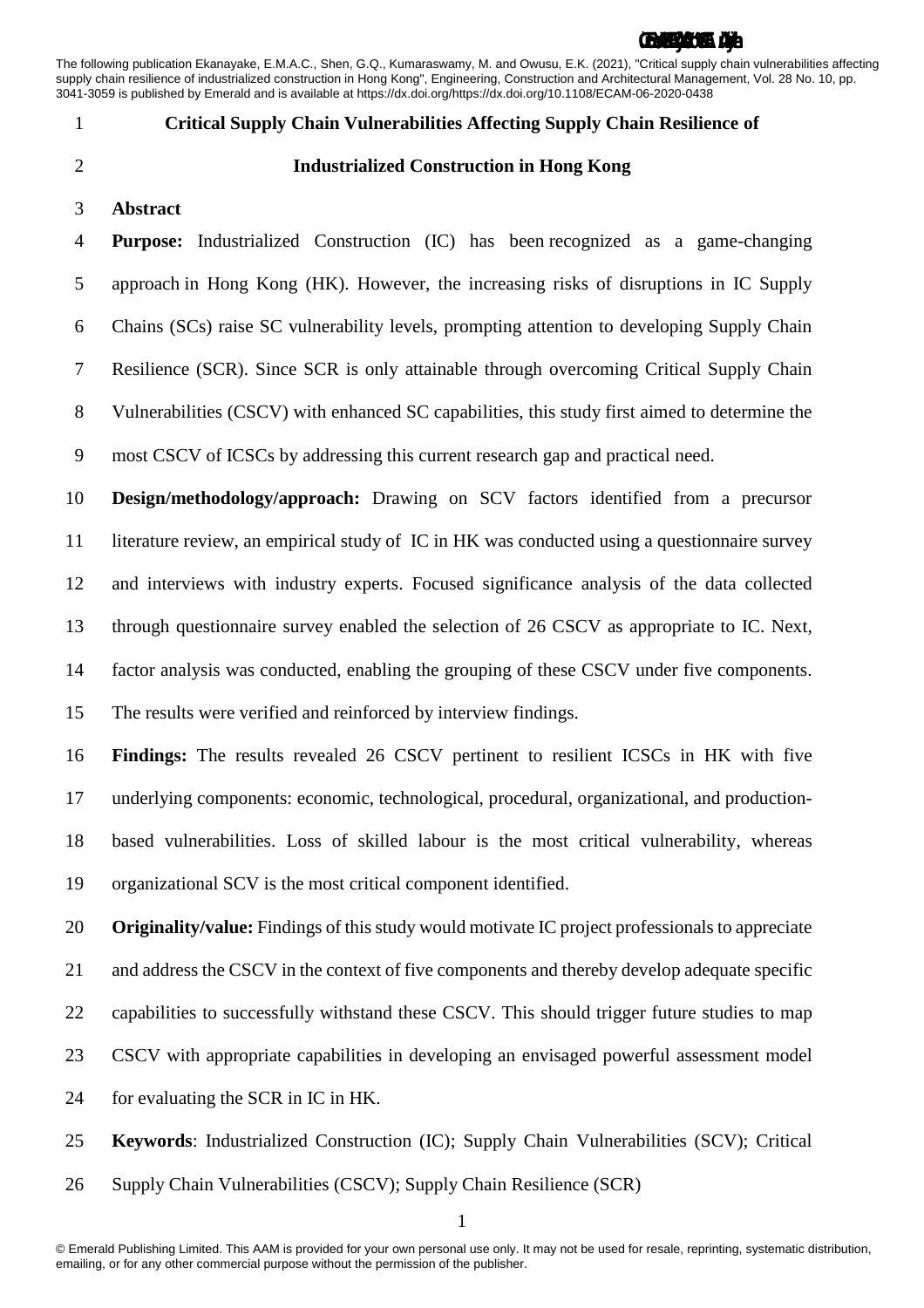The following publication Ekanayake, E.M.A.C., Shen, G.Q., Kumaraswamy, M. and Owusu, E.K. (2021), "Critical supply chain vulnerabilities affecting supply chain resilience of industrialized construction in Hong Kong", Engineering, Construction and Architectural Management, Vol. 28 No. 10, pp. 3041-3059 is published by Emerald and is available at https://dx.doi.org/https://dx.doi.org/10.1108/ECAM-06-2020-0438

# Critical Supply Chain Vulnerabilities Affecting Supply Chain Resilience of Industrialized Construction in Hong Kong

## Abstract

**Purpose:** Industrialized Construction (IC) has been recognized as a game-changing approach in Hong Kong (HK). However, the increasing risks of disruptions in IC Supply Chains (SCs) raise SC vulnerability levels, prompting attention to developing Supply Chain Resilience (SCR). Since SCR is only attainable through overcoming Critical Supply Chain Vulnerabilities (CSCV) with enhanced SC capabilities, this study first aimed to determine the most CSCV of ICSCs by addressing this current research gap and practical need.

**Design/methodology/approach:** Drawing on SCV factors identified from a precursor literature review, an empirical study of IC in HK was conducted using a questionnaire survey and interviews with industry experts. Focused significance analysis of the data collected through questionnaire survey enabled the selection of 26 CSCV as appropriate to IC. Next, factor analysis was conducted, enabling the grouping of these CSCV under five components. The results were verified and reinforced by interview findings.

**Findings:** The results revealed 26 CSCV pertinent to resilient ICSCs in HK with five underlying components: economic, technological, procedural, organizational, and production-based vulnerabilities. Loss of skilled labour is the most critical vulnerability, whereas organizational SCV is the most critical component identified.

**Originality/value:** Findings of this study would motivate IC project professionals to appreciate and address the CSCV in the context of five components and thereby develop adequate specific capabilities to successfully withstand these CSCV. This should trigger future studies to map CSCV with appropriate capabilities in developing an envisaged powerful assessment model for evaluating the SCR in IC in HK.

**Keywords**: Industrialized Construction (IC); Supply Chain Vulnerabilities (SCV); Critical Supply Chain Vulnerabilities (CSCV); Supply Chain Resilience (SCR)

© Emerald Publishing Limited. This AAM is provided for your own personal use only. It may not be used for resale, reprinting, systematic distribution, emailing, or for any other commercial purpose without the permission of the publisher.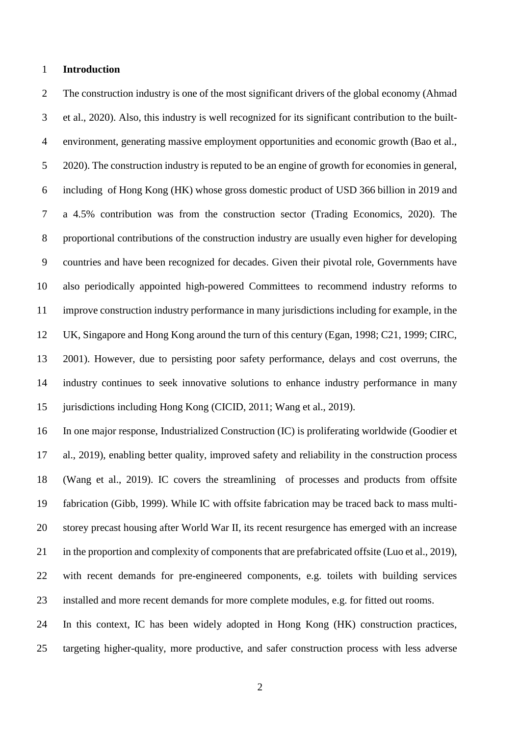# Introduction

The construction industry is one of the most significant drivers of the global economy (Ahmad et al., 2020). Also, this industry is well recognized for its significant contribution to the built-environment, generating massive employment opportunities and economic growth (Bao et al., 2020). The construction industry is reputed to be an engine of growth for economies in general, including of Hong Kong (HK) whose gross domestic product of USD 366 billion in 2019 and a 4.5% contribution was from the construction sector (Trading Economics, 2020). The proportional contributions of the construction industry are usually even higher for developing countries and have been recognized for decades. Given their pivotal role, Governments have also periodically appointed high-powered Committees to recommend industry reforms to improve construction industry performance in many jurisdictions including for example, in the UK, Singapore and Hong Kong around the turn of this century (Egan, 1998; C21, 1999; CIRC, 2001). However, due to persisting poor safety performance, delays and cost overruns, the industry continues to seek innovative solutions to enhance industry performance in many jurisdictions including Hong Kong (CICID, 2011; Wang et al., 2019).

In one major response, Industrialized Construction (IC) is proliferating worldwide (Goodier et al., 2019), enabling better quality, improved safety and reliability in the construction process (Wang et al., 2019). IC covers the streamlining of processes and products from offsite fabrication (Gibb, 1999). While IC with offsite fabrication may be traced back to mass multi-storey precast housing after World War II, its recent resurgence has emerged with an increase in the proportion and complexity of components that are prefabricated offsite (Luo et al., 2019), with recent demands for pre-engineered components, e.g. toilets with building services installed and more recent demands for more complete modules, e.g. for fitted out rooms.

In this context, IC has been widely adopted in Hong Kong (HK) construction practices, targeting higher-quality, more productive, and safer construction process with less adverse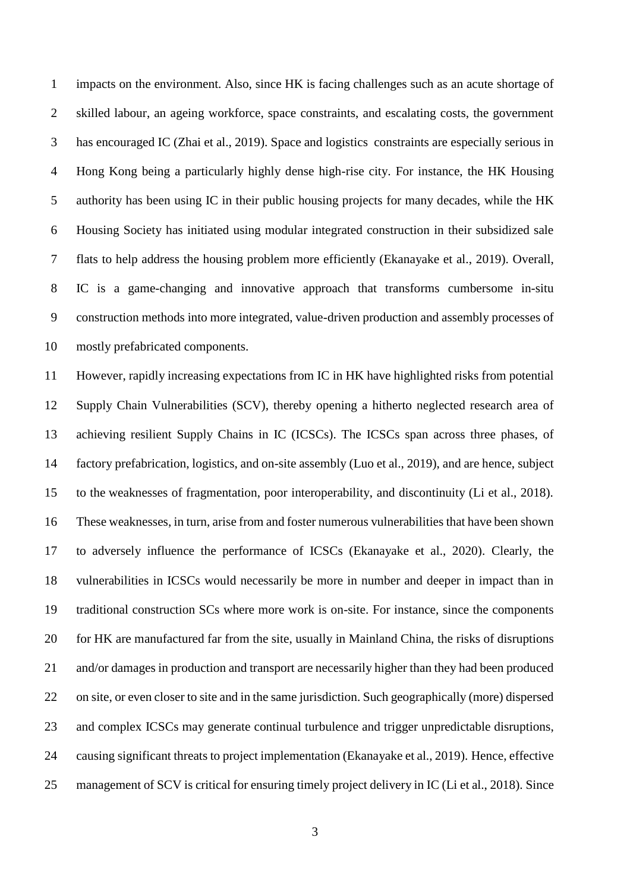impacts on the environment. Also, since HK is facing challenges such as an acute shortage of skilled labour, an ageing workforce, space constraints, and escalating costs, the government has encouraged IC (Zhai et al., 2019). Space and logistics constraints are especially serious in Hong Kong being a particularly highly dense high-rise city. For instance, the HK Housing authority has been using IC in their public housing projects for many decades, while the HK Housing Society has initiated using modular integrated construction in their subsidized sale flats to help address the housing problem more efficiently (Ekanayake et al., 2019). Overall, IC is a game-changing and innovative approach that transforms cumbersome in-situ construction methods into more integrated, value-driven production and assembly processes of mostly prefabricated components.

However, rapidly increasing expectations from IC in HK have highlighted risks from potential Supply Chain Vulnerabilities (SCV), thereby opening a hitherto neglected research area of achieving resilient Supply Chains in IC (ICSCs). The ICSCs span across three phases, of factory prefabrication, logistics, and on-site assembly (Luo et al., 2019), and are hence, subject to the weaknesses of fragmentation, poor interoperability, and discontinuity (Li et al., 2018). These weaknesses, in turn, arise from and foster numerous vulnerabilities that have been shown to adversely influence the performance of ICSCs (Ekanayake et al., 2020). Clearly, the vulnerabilities in ICSCs would necessarily be more in number and deeper in impact than in traditional construction SCs where more work is on-site. For instance, since the components for HK are manufactured far from the site, usually in Mainland China, the risks of disruptions and/or damages in production and transport are necessarily higher than they had been produced on site, or even closer to site and in the same jurisdiction. Such geographically (more) dispersed and complex ICSCs may generate continual turbulence and trigger unpredictable disruptions, causing significant threats to project implementation (Ekanayake et al., 2019). Hence, effective management of SCV is critical for ensuring timely project delivery in IC (Li et al., 2018). Since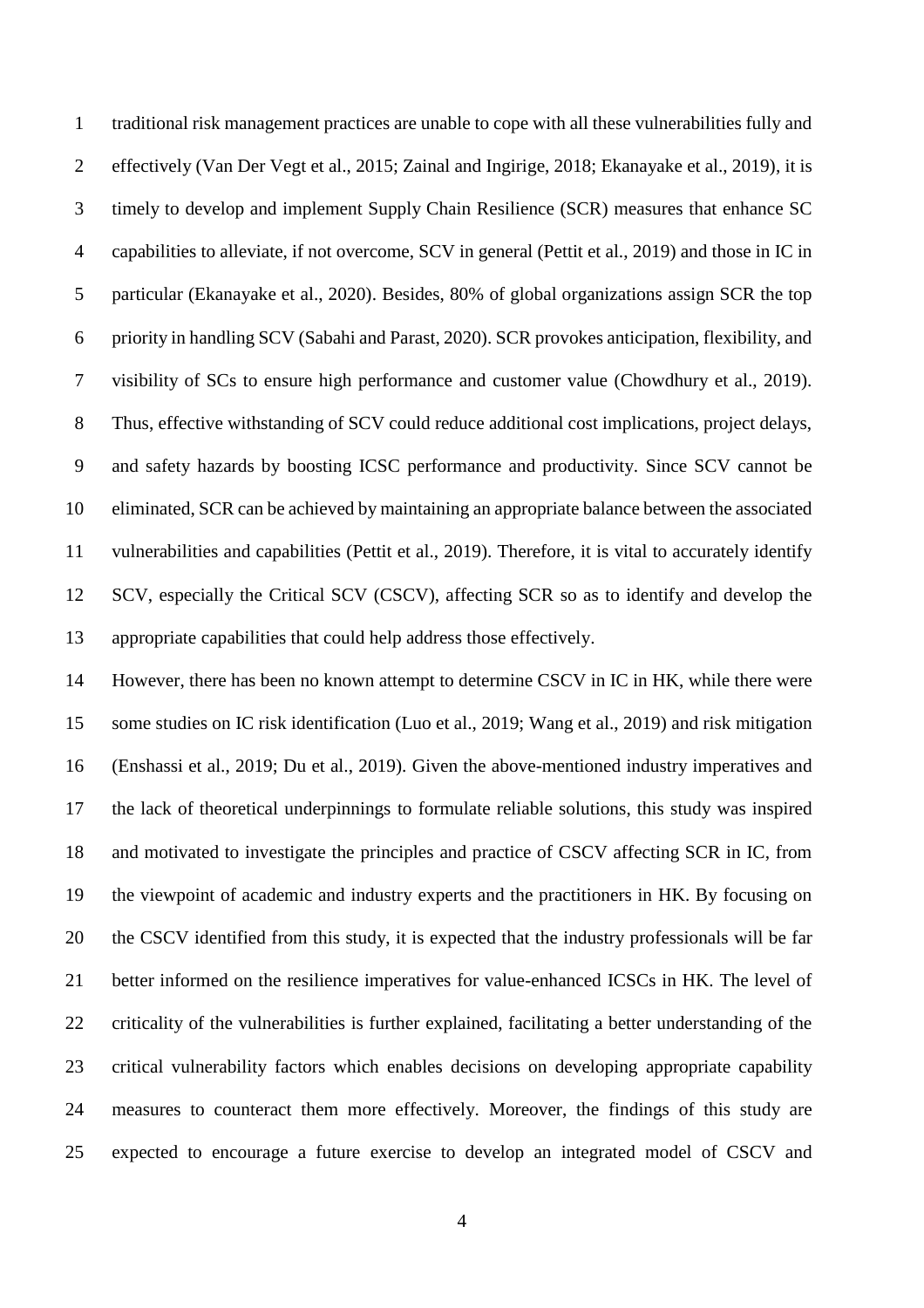traditional risk management practices are unable to cope with all these vulnerabilities fully and effectively (Van Der Vegt et al., 2015; Zainal and Ingirige, 2018; Ekanayake et al., 2019), it is timely to develop and implement Supply Chain Resilience (SCR) measures that enhance SC capabilities to alleviate, if not overcome, SCV in general (Pettit et al., 2019) and those in IC in particular (Ekanayake et al., 2020). Besides, 80% of global organizations assign SCR the top priority in handling SCV (Sabahi and Parast, 2020). SCR provokes anticipation, flexibility, and visibility of SCs to ensure high performance and customer value (Chowdhury et al., 2019). Thus, effective withstanding of SCV could reduce additional cost implications, project delays, and safety hazards by boosting ICSC performance and productivity. Since SCV cannot be eliminated, SCR can be achieved by maintaining an appropriate balance between the associated vulnerabilities and capabilities (Pettit et al., 2019). Therefore, it is vital to accurately identify SCV, especially the Critical SCV (CSCV), affecting SCR so as to identify and develop the appropriate capabilities that could help address those effectively.

However, there has been no known attempt to determine CSCV in IC in HK, while there were some studies on IC risk identification (Luo et al., 2019; Wang et al., 2019) and risk mitigation (Enshassi et al., 2019; Du et al., 2019). Given the above-mentioned industry imperatives and the lack of theoretical underpinnings to formulate reliable solutions, this study was inspired and motivated to investigate the principles and practice of CSCV affecting SCR in IC, from the viewpoint of academic and industry experts and the practitioners in HK. By focusing on the CSCV identified from this study, it is expected that the industry professionals will be far better informed on the resilience imperatives for value-enhanced ICSCs in HK. The level of criticality of the vulnerabilities is further explained, facilitating a better understanding of the critical vulnerability factors which enables decisions on developing appropriate capability measures to counteract them more effectively. Moreover, the findings of this study are expected to encourage a future exercise to develop an integrated model of CSCV and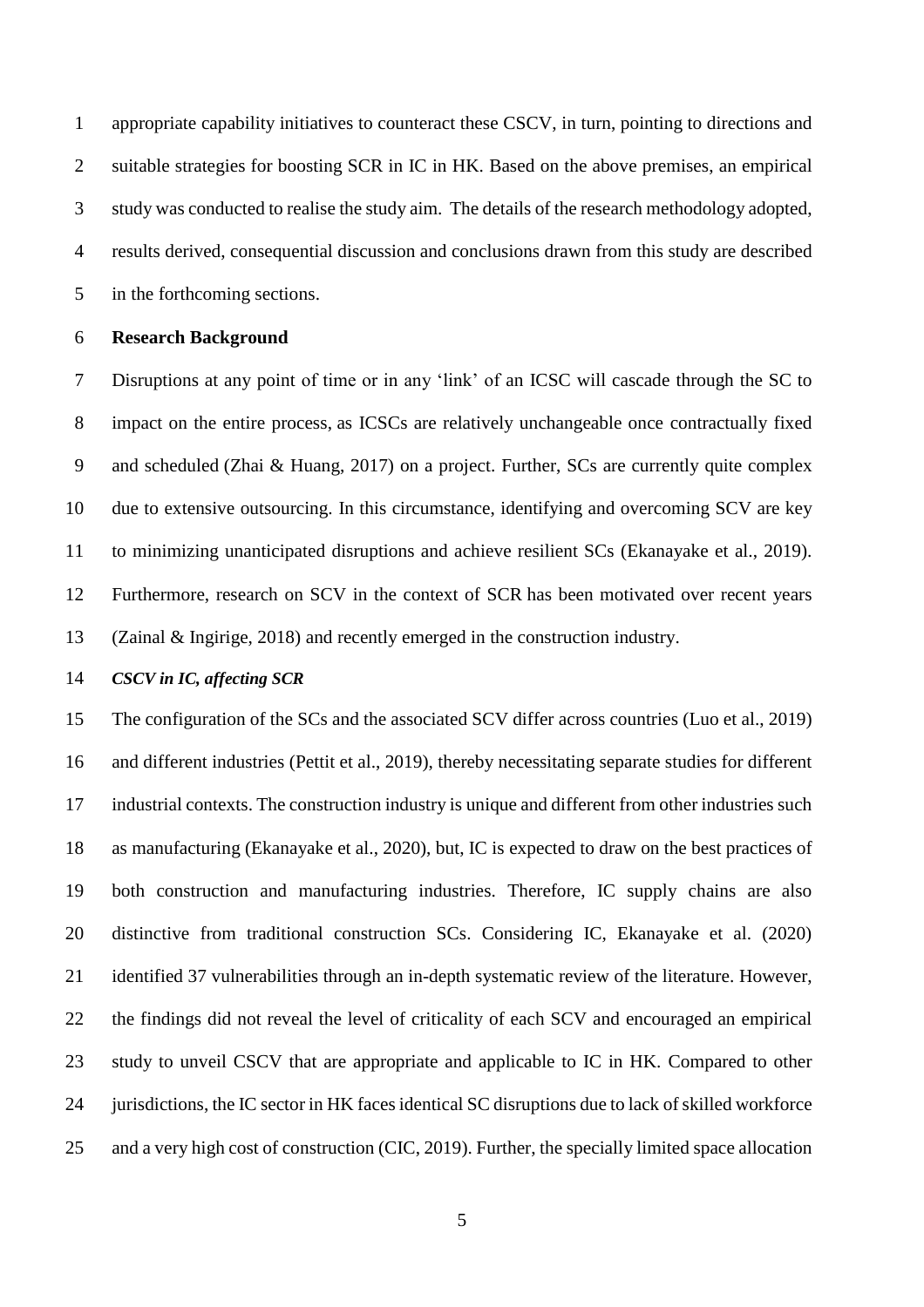appropriate capability initiatives to counteract these CSCV, in turn, pointing to directions and suitable strategies for boosting SCR in IC in HK. Based on the above premises, an empirical study was conducted to realise the study aim. The details of the research methodology adopted, results derived, consequential discussion and conclusions drawn from this study are described in the forthcoming sections.

## Research Background

Disruptions at any point of time or in any 'link' of an ICSC will cascade through the SC to impact on the entire process, as ICSCs are relatively unchangeable once contractually fixed and scheduled (Zhai & Huang, 2017) on a project. Further, SCs are currently quite complex due to extensive outsourcing. In this circumstance, identifying and overcoming SCV are key to minimizing unanticipated disruptions and achieve resilient SCs (Ekanayake et al., 2019). Furthermore, research on SCV in the context of SCR has been motivated over recent years (Zainal & Ingirige, 2018) and recently emerged in the construction industry.

### *CSCV in IC, affecting SCR*

The configuration of the SCs and the associated SCV differ across countries (Luo et al., 2019) and different industries (Pettit et al., 2019), thereby necessitating separate studies for different industrial contexts. The construction industry is unique and different from other industries such as manufacturing (Ekanayake et al., 2020), but, IC is expected to draw on the best practices of both construction and manufacturing industries. Therefore, IC supply chains are also distinctive from traditional construction SCs. Considering IC, Ekanayake et al. (2020) identified 37 vulnerabilities through an in-depth systematic review of the literature. However, the findings did not reveal the level of criticality of each SCV and encouraged an empirical study to unveil CSCV that are appropriate and applicable to IC in HK. Compared to other jurisdictions, the IC sector in HK faces identical SC disruptions due to lack of skilled workforce and a very high cost of construction (CIC, 2019). Further, the specially limited space allocation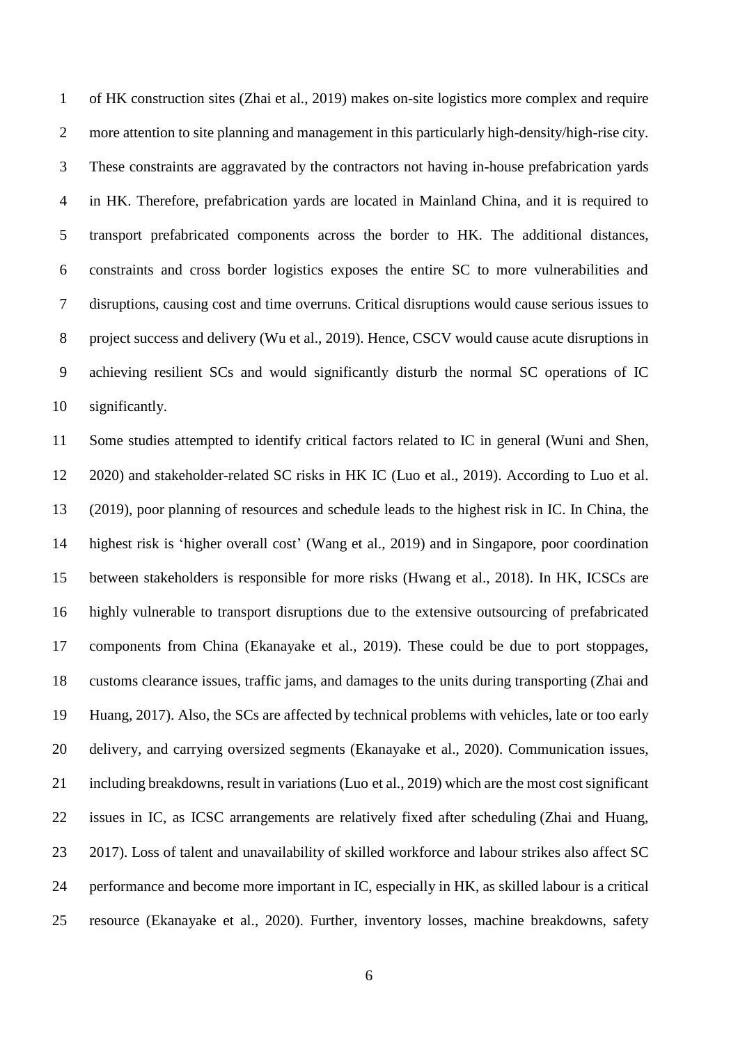of HK construction sites (Zhai et al., 2019) makes on-site logistics more complex and require more attention to site planning and management in this particularly high-density/high-rise city. These constraints are aggravated by the contractors not having in-house prefabrication yards in HK. Therefore, prefabrication yards are located in Mainland China, and it is required to transport prefabricated components across the border to HK. The additional distances, constraints and cross border logistics exposes the entire SC to more vulnerabilities and disruptions, causing cost and time overruns. Critical disruptions would cause serious issues to project success and delivery (Wu et al., 2019). Hence, CSCV would cause acute disruptions in achieving resilient SCs and would significantly disturb the normal SC operations of IC significantly.

Some studies attempted to identify critical factors related to IC in general (Wuni and Shen, 2020) and stakeholder-related SC risks in HK IC (Luo et al., 2019). According to Luo et al. (2019), poor planning of resources and schedule leads to the highest risk in IC. In China, the highest risk is 'higher overall cost' (Wang et al., 2019) and in Singapore, poor coordination between stakeholders is responsible for more risks (Hwang et al., 2018). In HK, ICSCs are highly vulnerable to transport disruptions due to the extensive outsourcing of prefabricated components from China (Ekanayake et al., 2019). These could be due to port stoppages, customs clearance issues, traffic jams, and damages to the units during transporting (Zhai and Huang, 2017). Also, the SCs are affected by technical problems with vehicles, late or too early delivery, and carrying oversized segments (Ekanayake et al., 2020). Communication issues, including breakdowns, result in variations (Luo et al., 2019) which are the most cost significant issues in IC, as ICSC arrangements are relatively fixed after scheduling (Zhai and Huang, 2017). Loss of talent and unavailability of skilled workforce and labour strikes also affect SC performance and become more important in IC, especially in HK, as skilled labour is a critical resource (Ekanayake et al., 2020). Further, inventory losses, machine breakdowns, safety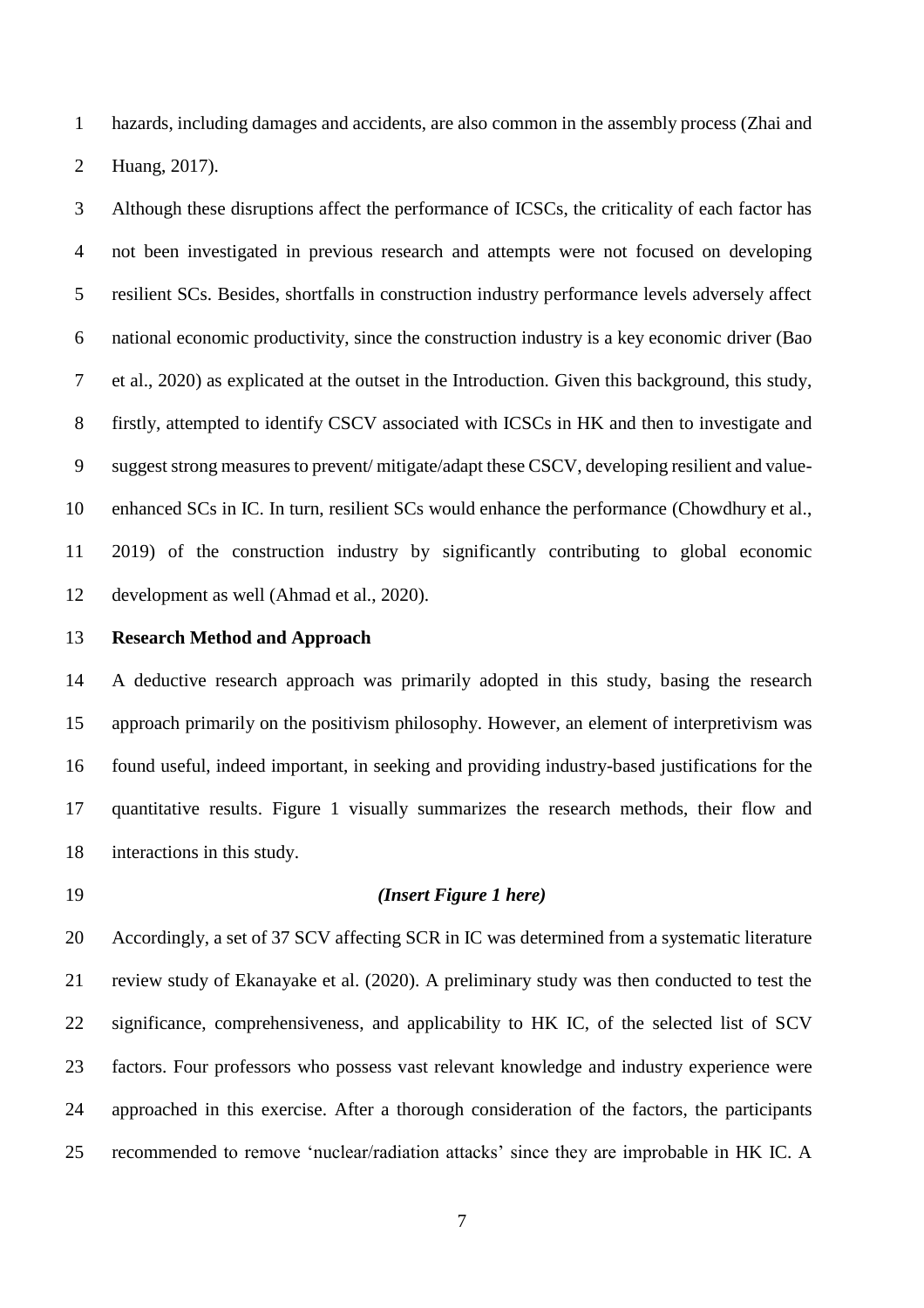hazards, including damages and accidents, are also common in the assembly process (Zhai and Huang, 2017).

Although these disruptions affect the performance of ICSCs, the criticality of each factor has not been investigated in previous research and attempts were not focused on developing resilient SCs. Besides, shortfalls in construction industry performance levels adversely affect national economic productivity, since the construction industry is a key economic driver (Bao et al., 2020) as explicated at the outset in the Introduction. Given this background, this study, firstly, attempted to identify CSCV associated with ICSCs in HK and then to investigate and suggest strong measures to prevent/ mitigate/adapt these CSCV, developing resilient and value-enhanced SCs in IC. In turn, resilient SCs would enhance the performance (Chowdhury et al., 2019) of the construction industry by significantly contributing to global economic development as well (Ahmad et al., 2020).

## Research Method and Approach

A deductive research approach was primarily adopted in this study, basing the research approach primarily on the positivism philosophy. However, an element of interpretivism was found useful, indeed important, in seeking and providing industry-based justifications for the quantitative results. Figure 1 visually summarizes the research methods, their flow and interactions in this study.

***(Insert Figure 1 here)***

Accordingly, a set of 37 SCV affecting SCR in IC was determined from a systematic literature review study of Ekanayake et al. (2020). A preliminary study was then conducted to test the significance, comprehensiveness, and applicability to HK IC, of the selected list of SCV factors. Four professors who possess vast relevant knowledge and industry experience were approached in this exercise. After a thorough consideration of the factors, the participants recommended to remove 'nuclear/radiation attacks' since they are improbable in HK IC. A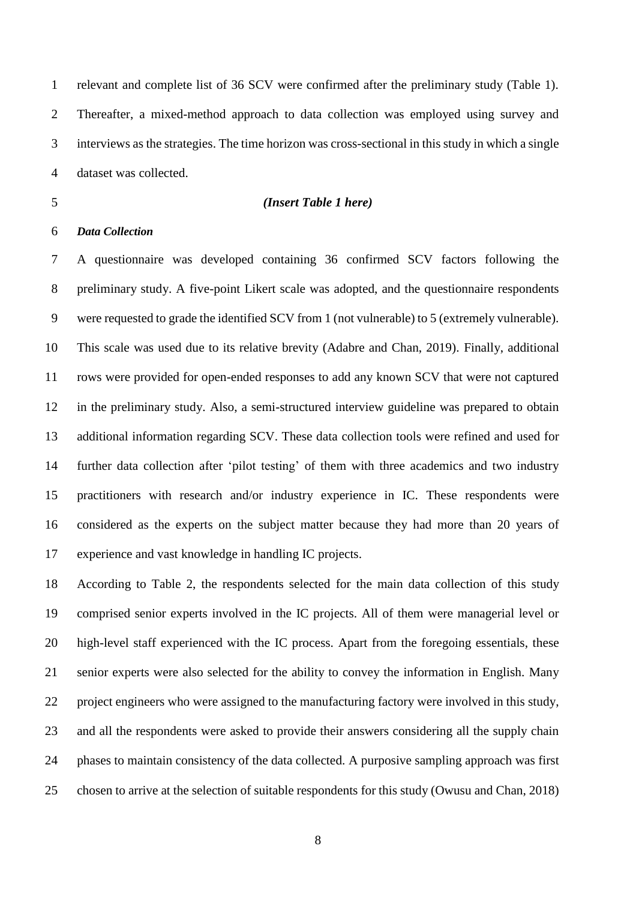relevant and complete list of 36 SCV were confirmed after the preliminary study (Table 1). Thereafter, a mixed-method approach to data collection was employed using survey and interviews as the strategies. The time horizon was cross-sectional in this study in which a single dataset was collected.

*(Insert Table 1 here)*

***Data Collection***

A questionnaire was developed containing 36 confirmed SCV factors following the preliminary study. A five-point Likert scale was adopted, and the questionnaire respondents were requested to grade the identified SCV from 1 (not vulnerable) to 5 (extremely vulnerable). This scale was used due to its relative brevity (Adabre and Chan, 2019). Finally, additional rows were provided for open-ended responses to add any known SCV that were not captured in the preliminary study. Also, a semi-structured interview guideline was prepared to obtain additional information regarding SCV. These data collection tools were refined and used for further data collection after 'pilot testing' of them with three academics and two industry practitioners with research and/or industry experience in IC. These respondents were considered as the experts on the subject matter because they had more than 20 years of experience and vast knowledge in handling IC projects.

According to Table 2, the respondents selected for the main data collection of this study comprised senior experts involved in the IC projects. All of them were managerial level or high-level staff experienced with the IC process. Apart from the foregoing essentials, these senior experts were also selected for the ability to convey the information in English. Many project engineers who were assigned to the manufacturing factory were involved in this study, and all the respondents were asked to provide their answers considering all the supply chain phases to maintain consistency of the data collected. A purposive sampling approach was first chosen to arrive at the selection of suitable respondents for this study (Owusu and Chan, 2018)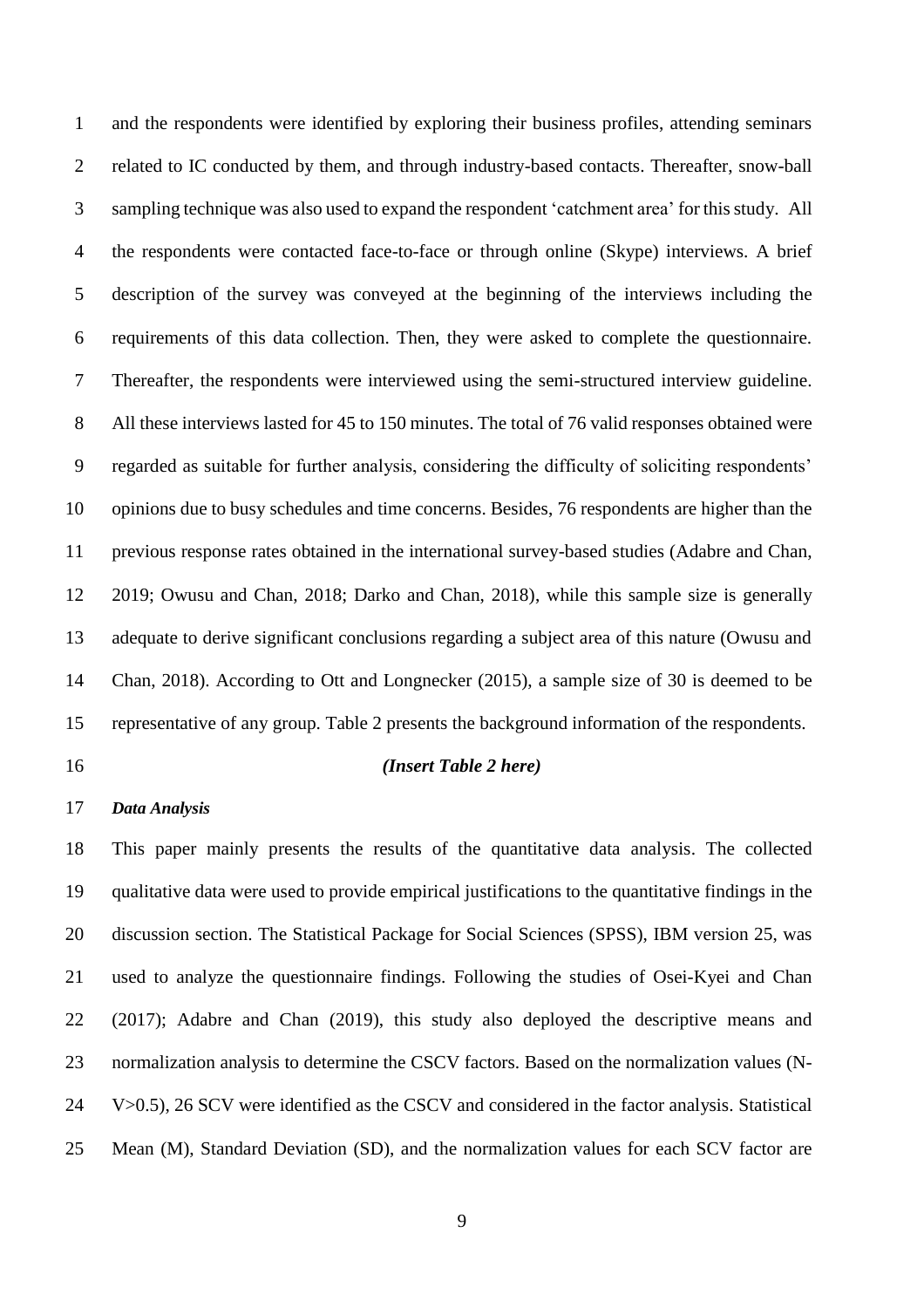and the respondents were identified by exploring their business profiles, attending seminars related to IC conducted by them, and through industry-based contacts. Thereafter, snow-ball sampling technique was also used to expand the respondent 'catchment area' for this study. All the respondents were contacted face-to-face or through online (Skype) interviews. A brief description of the survey was conveyed at the beginning of the interviews including the requirements of this data collection. Then, they were asked to complete the questionnaire. Thereafter, the respondents were interviewed using the semi-structured interview guideline. All these interviews lasted for 45 to 150 minutes. The total of 76 valid responses obtained were regarded as suitable for further analysis, considering the difficulty of soliciting respondents' opinions due to busy schedules and time concerns. Besides, 76 respondents are higher than the previous response rates obtained in the international survey-based studies (Adabre and Chan, 2019; Owusu and Chan, 2018; Darko and Chan, 2018), while this sample size is generally adequate to derive significant conclusions regarding a subject area of this nature (Owusu and Chan, 2018). According to Ott and Longnecker (2015), a sample size of 30 is deemed to be representative of any group. Table 2 presents the background information of the respondents.

***(Insert Table 2 here)***

***Data Analysis***

This paper mainly presents the results of the quantitative data analysis. The collected qualitative data were used to provide empirical justifications to the quantitative findings in the discussion section. The Statistical Package for Social Sciences (SPSS), IBM version 25, was used to analyze the questionnaire findings. Following the studies of Osei-Kyei and Chan (2017); Adabre and Chan (2019), this study also deployed the descriptive means and normalization analysis to determine the CSCV factors. Based on the normalization values (N-V>0.5), 26 SCV were identified as the CSCV and considered in the factor analysis. Statistical Mean (M), Standard Deviation (SD), and the normalization values for each SCV factor are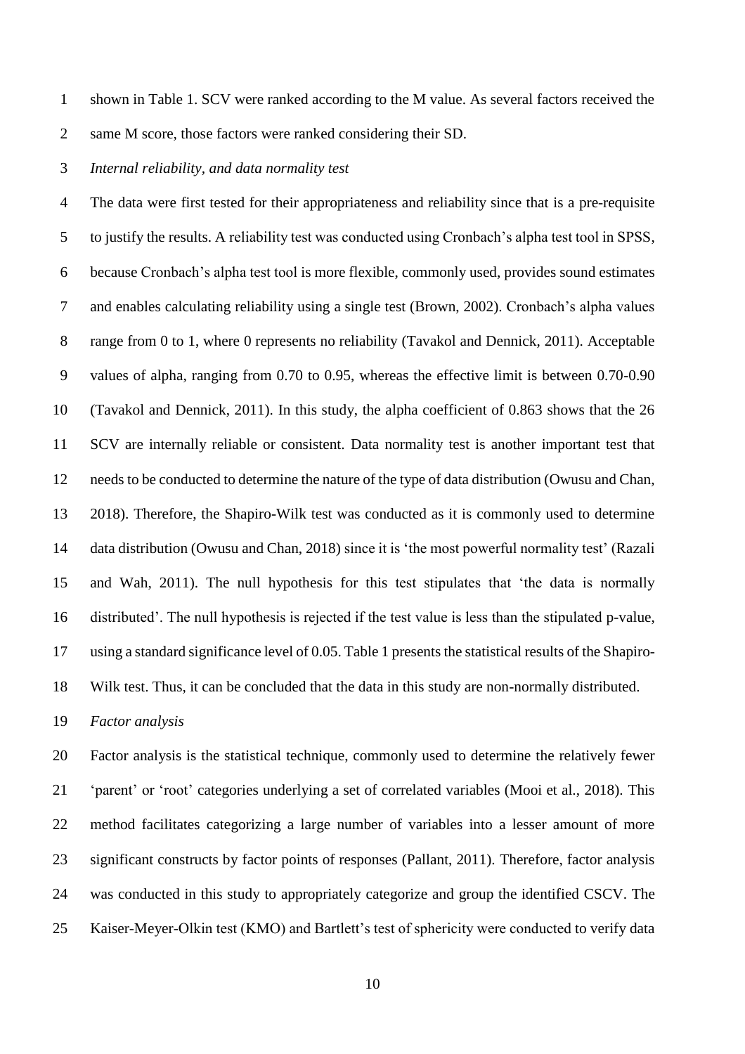shown in Table 1. SCV were ranked according to the M value. As several factors received the same M score, those factors were ranked considering their SD.

*Internal reliability, and data normality test*

The data were first tested for their appropriateness and reliability since that is a pre-requisite to justify the results. A reliability test was conducted using Cronbach's alpha test tool in SPSS, because Cronbach's alpha test tool is more flexible, commonly used, provides sound estimates and enables calculating reliability using a single test (Brown, 2002). Cronbach's alpha values range from 0 to 1, where 0 represents no reliability (Tavakol and Dennick, 2011). Acceptable values of alpha, ranging from 0.70 to 0.95, whereas the effective limit is between 0.70-0.90 (Tavakol and Dennick, 2011). In this study, the alpha coefficient of 0.863 shows that the 26 SCV are internally reliable or consistent. Data normality test is another important test that needs to be conducted to determine the nature of the type of data distribution (Owusu and Chan, 2018). Therefore, the Shapiro-Wilk test was conducted as it is commonly used to determine data distribution (Owusu and Chan, 2018) since it is 'the most powerful normality test' (Razali and Wah, 2011). The null hypothesis for this test stipulates that 'the data is normally distributed'. The null hypothesis is rejected if the test value is less than the stipulated p-value, using a standard significance level of 0.05. Table 1 presents the statistical results of the Shapiro-Wilk test. Thus, it can be concluded that the data in this study are non-normally distributed.

*Factor analysis*

Factor analysis is the statistical technique, commonly used to determine the relatively fewer 'parent' or 'root' categories underlying a set of correlated variables (Mooi et al., 2018). This method facilitates categorizing a large number of variables into a lesser amount of more significant constructs by factor points of responses (Pallant, 2011). Therefore, factor analysis was conducted in this study to appropriately categorize and group the identified CSCV. The Kaiser-Meyer-Olkin test (KMO) and Bartlett's test of sphericity were conducted to verify data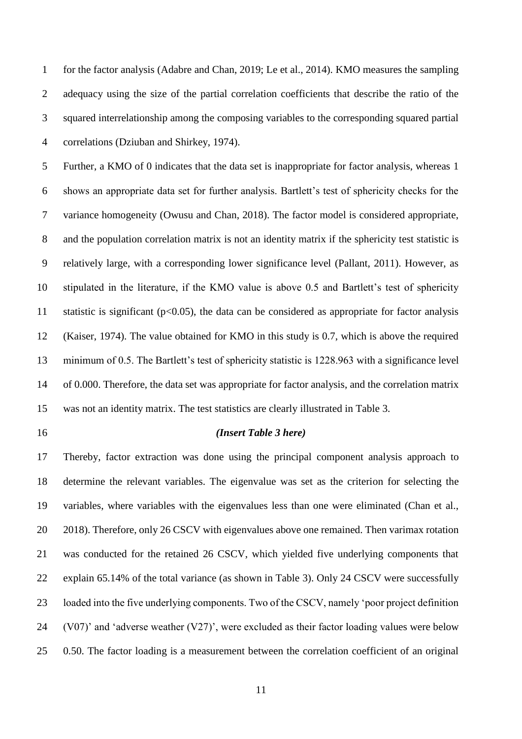for the factor analysis (Adabre and Chan, 2019; Le et al., 2014). KMO measures the sampling adequacy using the size of the partial correlation coefficients that describe the ratio of the squared interrelationship among the composing variables to the corresponding squared partial correlations (Dziuban and Shirkey, 1974).

Further, a KMO of 0 indicates that the data set is inappropriate for factor analysis, whereas 1 shows an appropriate data set for further analysis. Bartlett's test of sphericity checks for the variance homogeneity (Owusu and Chan, 2018). The factor model is considered appropriate, and the population correlation matrix is not an identity matrix if the sphericity test statistic is relatively large, with a corresponding lower significance level (Pallant, 2011). However, as stipulated in the literature, if the KMO value is above 0.5 and Bartlett's test of sphericity statistic is significant ($p<0.05$), the data can be considered as appropriate for factor analysis (Kaiser, 1974). The value obtained for KMO in this study is 0.7, which is above the required minimum of 0.5. The Bartlett's test of sphericity statistic is 1228.963 with a significance level of 0.000. Therefore, the data set was appropriate for factor analysis, and the correlation matrix was not an identity matrix. The test statistics are clearly illustrated in Table 3.

***(Insert Table 3 here)***

Thereby, factor extraction was done using the principal component analysis approach to determine the relevant variables. The eigenvalue was set as the criterion for selecting the variables, where variables with the eigenvalues less than one were eliminated (Chan et al., 2018). Therefore, only 26 CSCV with eigenvalues above one remained. Then varimax rotation was conducted for the retained 26 CSCV, which yielded five underlying components that explain 65.14% of the total variance (as shown in Table 3). Only 24 CSCV were successfully loaded into the five underlying components. Two of the CSCV, namely 'poor project definition (V07)' and 'adverse weather (V27)', were excluded as their factor loading values were below 0.50. The factor loading is a measurement between the correlation coefficient of an original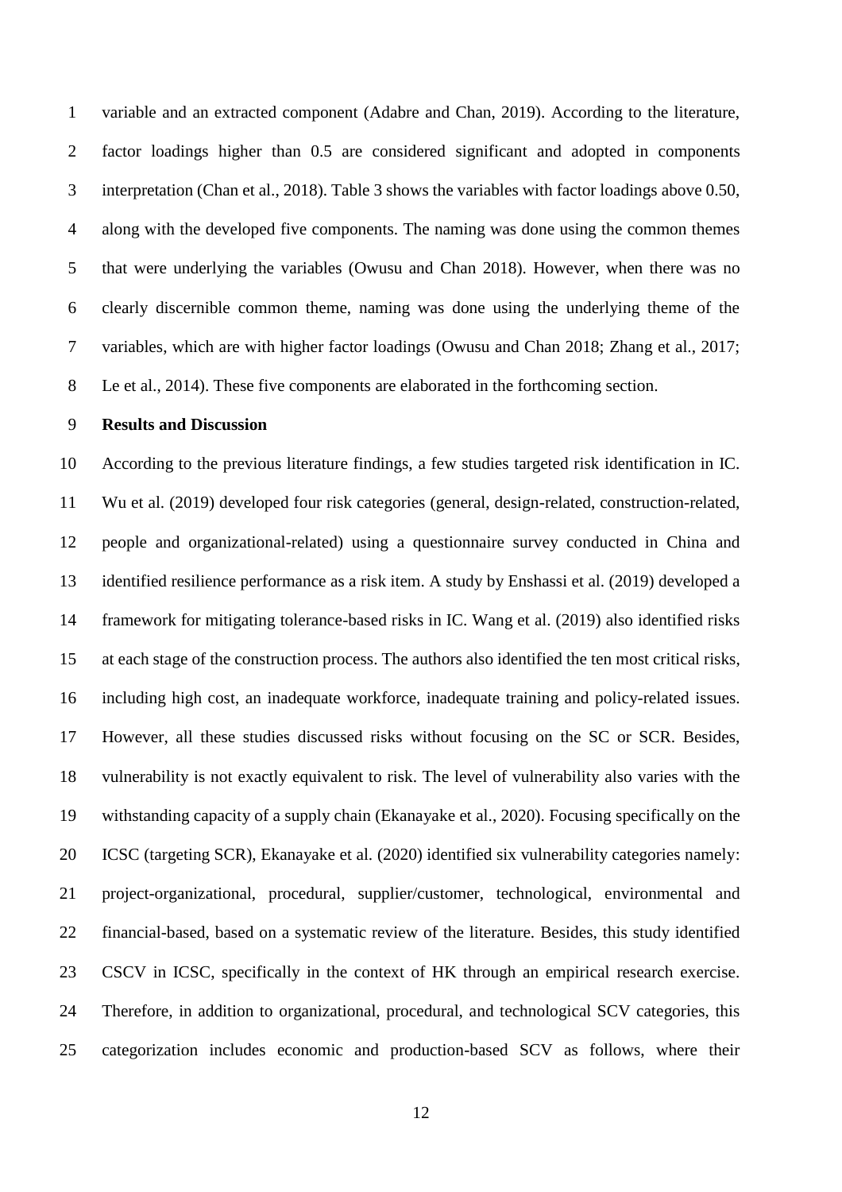variable and an extracted component (Adabre and Chan, 2019). According to the literature, factor loadings higher than 0.5 are considered significant and adopted in components interpretation (Chan et al., 2018). Table 3 shows the variables with factor loadings above 0.50, along with the developed five components. The naming was done using the common themes that were underlying the variables (Owusu and Chan 2018). However, when there was no clearly discernible common theme, naming was done using the underlying theme of the variables, which are with higher factor loadings (Owusu and Chan 2018; Zhang et al., 2017; Le et al., 2014). These five components are elaborated in the forthcoming section.

## Results and Discussion

According to the previous literature findings, a few studies targeted risk identification in IC. Wu et al. (2019) developed four risk categories (general, design-related, construction-related, people and organizational-related) using a questionnaire survey conducted in China and identified resilience performance as a risk item. A study by Enshassi et al. (2019) developed a framework for mitigating tolerance-based risks in IC. Wang et al. (2019) also identified risks at each stage of the construction process. The authors also identified the ten most critical risks, including high cost, an inadequate workforce, inadequate training and policy-related issues. However, all these studies discussed risks without focusing on the SC or SCR. Besides, vulnerability is not exactly equivalent to risk. The level of vulnerability also varies with the withstanding capacity of a supply chain (Ekanayake et al., 2020). Focusing specifically on the ICSC (targeting SCR), Ekanayake et al. (2020) identified six vulnerability categories namely: project-organizational, procedural, supplier/customer, technological, environmental and financial-based, based on a systematic review of the literature. Besides, this study identified CSCV in ICSC, specifically in the context of HK through an empirical research exercise. Therefore, in addition to organizational, procedural, and technological SCV categories, this categorization includes economic and production-based SCV as follows, where their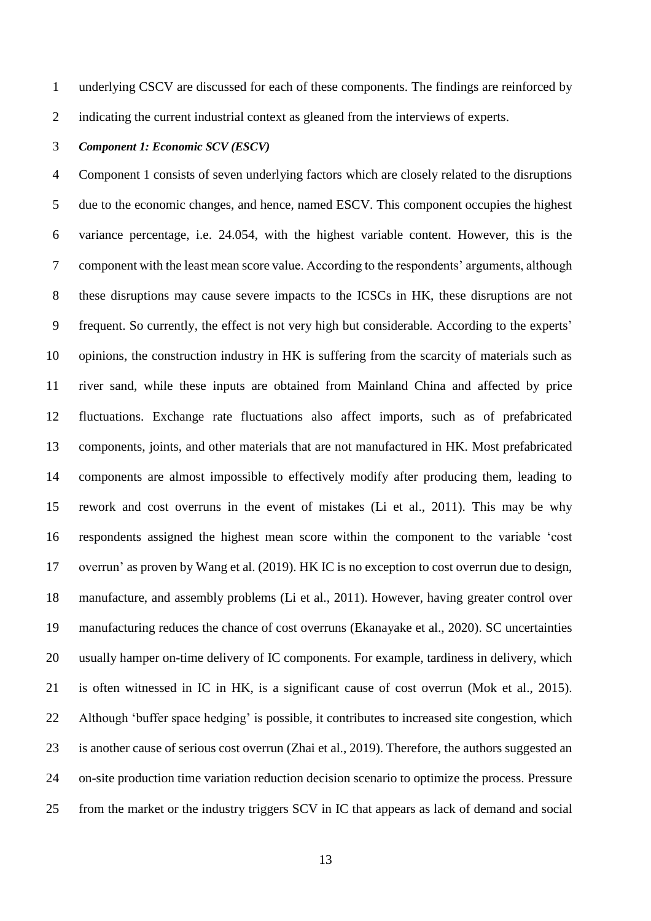underlying CSCV are discussed for each of these components. The findings are reinforced by indicating the current industrial context as gleaned from the interviews of experts.

***Component 1: Economic SCV (ESCV)***

Component 1 consists of seven underlying factors which are closely related to the disruptions due to the economic changes, and hence, named ESCV. This component occupies the highest variance percentage, i.e. 24.054, with the highest variable content. However, this is the component with the least mean score value. According to the respondents' arguments, although these disruptions may cause severe impacts to the ICSCs in HK, these disruptions are not frequent. So currently, the effect is not very high but considerable. According to the experts' opinions, the construction industry in HK is suffering from the scarcity of materials such as river sand, while these inputs are obtained from Mainland China and affected by price fluctuations. Exchange rate fluctuations also affect imports, such as of prefabricated components, joints, and other materials that are not manufactured in HK. Most prefabricated components are almost impossible to effectively modify after producing them, leading to rework and cost overruns in the event of mistakes (Li et al., 2011). This may be why respondents assigned the highest mean score within the component to the variable 'cost overrun' as proven by Wang et al. (2019). HK IC is no exception to cost overrun due to design, manufacture, and assembly problems (Li et al., 2011). However, having greater control over manufacturing reduces the chance of cost overruns (Ekanayake et al., 2020). SC uncertainties usually hamper on-time delivery of IC components. For example, tardiness in delivery, which is often witnessed in IC in HK, is a significant cause of cost overrun (Mok et al., 2015). Although 'buffer space hedging' is possible, it contributes to increased site congestion, which is another cause of serious cost overrun (Zhai et al., 2019). Therefore, the authors suggested an on-site production time variation reduction decision scenario to optimize the process. Pressure from the market or the industry triggers SCV in IC that appears as lack of demand and social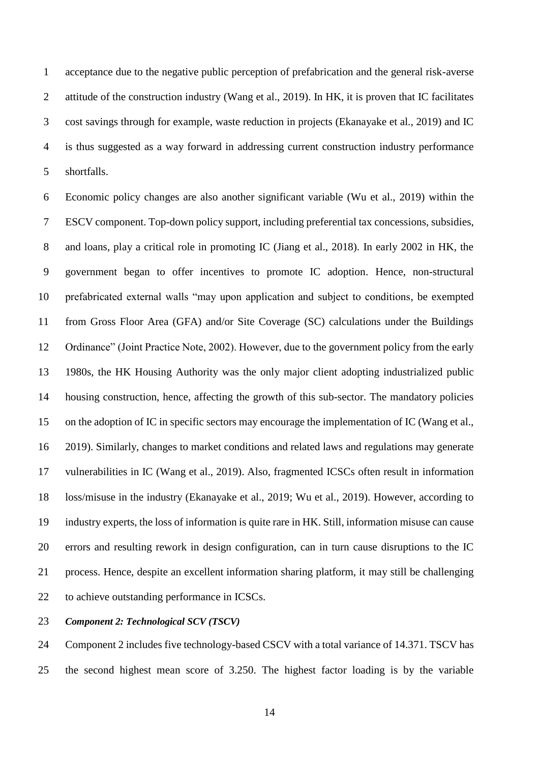acceptance due to the negative public perception of prefabrication and the general risk-averse attitude of the construction industry (Wang et al., 2019). In HK, it is proven that IC facilitates cost savings through for example, waste reduction in projects (Ekanayake et al., 2019) and IC is thus suggested as a way forward in addressing current construction industry performance shortfalls.

Economic policy changes are also another significant variable (Wu et al., 2019) within the ESCV component. Top-down policy support, including preferential tax concessions, subsidies, and loans, play a critical role in promoting IC (Jiang et al., 2018). In early 2002 in HK, the government began to offer incentives to promote IC adoption. Hence, non-structural prefabricated external walls "may upon application and subject to conditions, be exempted from Gross Floor Area (GFA) and/or Site Coverage (SC) calculations under the Buildings Ordinance" (Joint Practice Note, 2002). However, due to the government policy from the early 1980s, the HK Housing Authority was the only major client adopting industrialized public housing construction, hence, affecting the growth of this sub-sector. The mandatory policies on the adoption of IC in specific sectors may encourage the implementation of IC (Wang et al., 2019). Similarly, changes to market conditions and related laws and regulations may generate vulnerabilities in IC (Wang et al., 2019). Also, fragmented ICSCs often result in information loss/misuse in the industry (Ekanayake et al., 2019; Wu et al., 2019). However, according to industry experts, the loss of information is quite rare in HK. Still, information misuse can cause errors and resulting rework in design configuration, can in turn cause disruptions to the IC process. Hence, despite an excellent information sharing platform, it may still be challenging to achieve outstanding performance in ICSCs.

***Component 2: Technological SCV (TSCV)***

Component 2 includes five technology-based CSCV with a total variance of 14.371. TSCV has the second highest mean score of 3.250. The highest factor loading is by the variable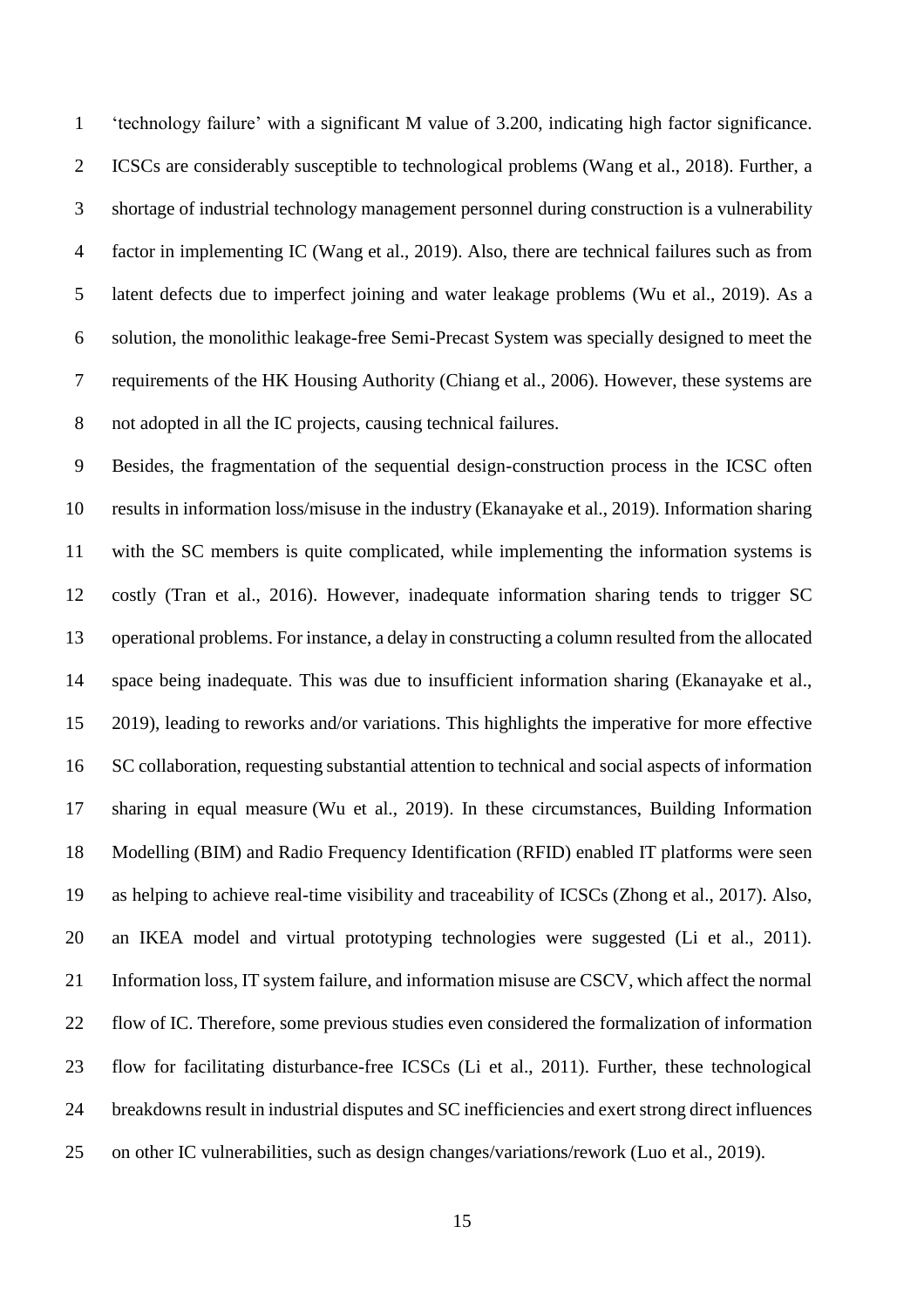'technology failure' with a significant M value of 3.200, indicating high factor significance. ICSCs are considerably susceptible to technological problems (Wang et al., 2018). Further, a shortage of industrial technology management personnel during construction is a vulnerability factor in implementing IC (Wang et al., 2019). Also, there are technical failures such as from latent defects due to imperfect joining and water leakage problems (Wu et al., 2019). As a solution, the monolithic leakage-free Semi-Precast System was specially designed to meet the requirements of the HK Housing Authority (Chiang et al., 2006). However, these systems are not adopted in all the IC projects, causing technical failures.

Besides, the fragmentation of the sequential design-construction process in the ICSC often results in information loss/misuse in the industry (Ekanayake et al., 2019). Information sharing with the SC members is quite complicated, while implementing the information systems is costly (Tran et al., 2016). However, inadequate information sharing tends to trigger SC operational problems. For instance, a delay in constructing a column resulted from the allocated space being inadequate. This was due to insufficient information sharing (Ekanayake et al., 2019), leading to reworks and/or variations. This highlights the imperative for more effective SC collaboration, requesting substantial attention to technical and social aspects of information sharing in equal measure (Wu et al., 2019). In these circumstances, Building Information Modelling (BIM) and Radio Frequency Identification (RFID) enabled IT platforms were seen as helping to achieve real-time visibility and traceability of ICSCs (Zhong et al., 2017). Also, an IKEA model and virtual prototyping technologies were suggested (Li et al., 2011). Information loss, IT system failure, and information misuse are CSCV, which affect the normal flow of IC. Therefore, some previous studies even considered the formalization of information flow for facilitating disturbance-free ICSCs (Li et al., 2011). Further, these technological breakdowns result in industrial disputes and SC inefficiencies and exert strong direct influences on other IC vulnerabilities, such as design changes/variations/rework (Luo et al., 2019).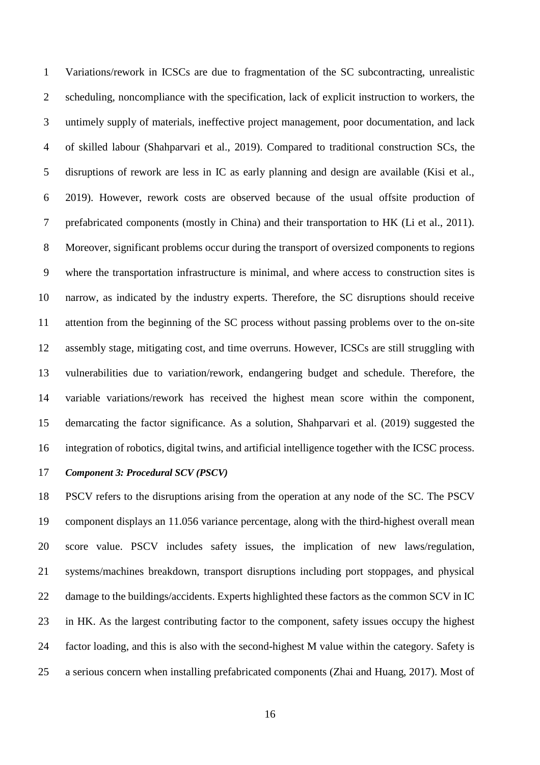Variations/rework in ICSCs are due to fragmentation of the SC subcontracting, unrealistic scheduling, noncompliance with the specification, lack of explicit instruction to workers, the untimely supply of materials, ineffective project management, poor documentation, and lack of skilled labour (Shahparvari et al., 2019). Compared to traditional construction SCs, the disruptions of rework are less in IC as early planning and design are available (Kisi et al., 2019). However, rework costs are observed because of the usual offsite production of prefabricated components (mostly in China) and their transportation to HK (Li et al., 2011). Moreover, significant problems occur during the transport of oversized components to regions where the transportation infrastructure is minimal, and where access to construction sites is narrow, as indicated by the industry experts. Therefore, the SC disruptions should receive attention from the beginning of the SC process without passing problems over to the on-site assembly stage, mitigating cost, and time overruns. However, ICSCs are still struggling with vulnerabilities due to variation/rework, endangering budget and schedule. Therefore, the variable variations/rework has received the highest mean score within the component, demarcating the factor significance. As a solution, Shahparvari et al. (2019) suggested the integration of robotics, digital twins, and artificial intelligence together with the ICSC process.

***Component 3: Procedural SCV (PSCV)***

PSCV refers to the disruptions arising from the operation at any node of the SC. The PSCV component displays an 11.056 variance percentage, along with the third-highest overall mean score value. PSCV includes safety issues, the implication of new laws/regulation, systems/machines breakdown, transport disruptions including port stoppages, and physical damage to the buildings/accidents. Experts highlighted these factors as the common SCV in IC in HK. As the largest contributing factor to the component, safety issues occupy the highest factor loading, and this is also with the second-highest M value within the category. Safety is a serious concern when installing prefabricated components (Zhai and Huang, 2017). Most of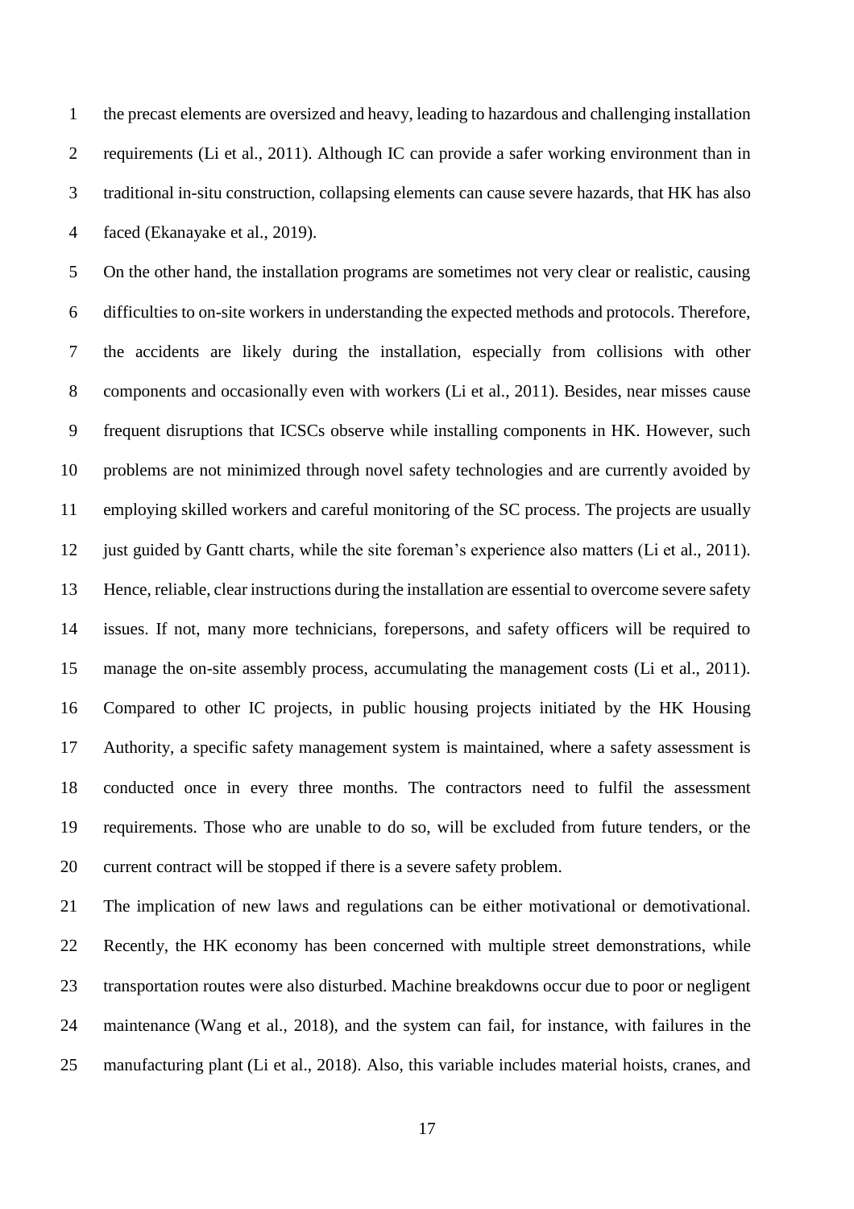the precast elements are oversized and heavy, leading to hazardous and challenging installation requirements (Li et al., 2011). Although IC can provide a safer working environment than in traditional in-situ construction, collapsing elements can cause severe hazards, that HK has also faced (Ekanayake et al., 2019).

On the other hand, the installation programs are sometimes not very clear or realistic, causing difficulties to on-site workers in understanding the expected methods and protocols. Therefore, the accidents are likely during the installation, especially from collisions with other components and occasionally even with workers (Li et al., 2011). Besides, near misses cause frequent disruptions that ICSCs observe while installing components in HK. However, such problems are not minimized through novel safety technologies and are currently avoided by employing skilled workers and careful monitoring of the SC process. The projects are usually just guided by Gantt charts, while the site foreman's experience also matters (Li et al., 2011). Hence, reliable, clear instructions during the installation are essential to overcome severe safety issues. If not, many more technicians, forepersons, and safety officers will be required to manage the on-site assembly process, accumulating the management costs (Li et al., 2011). Compared to other IC projects, in public housing projects initiated by the HK Housing Authority, a specific safety management system is maintained, where a safety assessment is conducted once in every three months. The contractors need to fulfil the assessment requirements. Those who are unable to do so, will be excluded from future tenders, or the current contract will be stopped if there is a severe safety problem.

The implication of new laws and regulations can be either motivational or demotivational. Recently, the HK economy has been concerned with multiple street demonstrations, while transportation routes were also disturbed. Machine breakdowns occur due to poor or negligent maintenance (Wang et al., 2018), and the system can fail, for instance, with failures in the manufacturing plant (Li et al., 2018). Also, this variable includes material hoists, cranes, and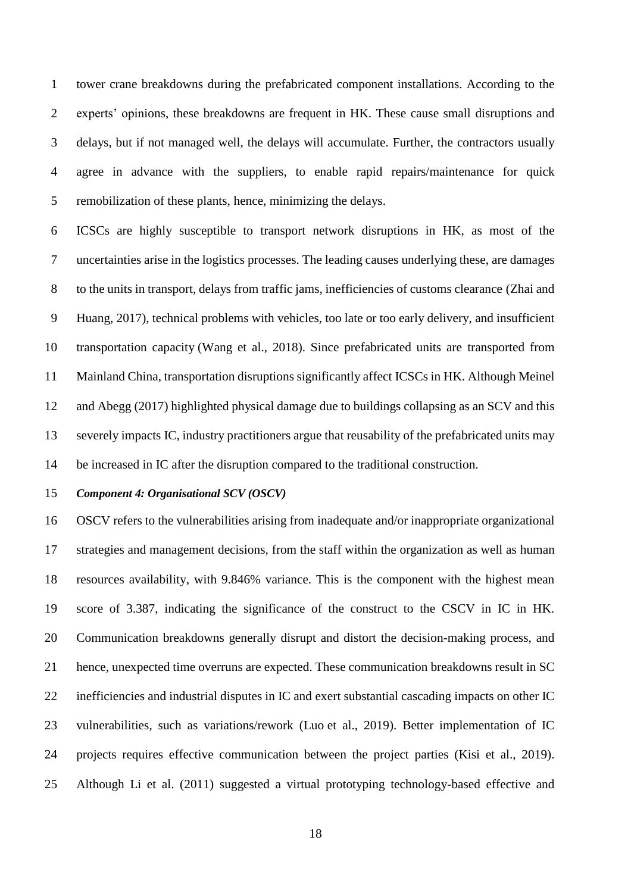tower crane breakdowns during the prefabricated component installations. According to the experts' opinions, these breakdowns are frequent in HK. These cause small disruptions and delays, but if not managed well, the delays will accumulate. Further, the contractors usually agree in advance with the suppliers, to enable rapid repairs/maintenance for quick remobilization of these plants, hence, minimizing the delays.

ICSCs are highly susceptible to transport network disruptions in HK, as most of the uncertainties arise in the logistics processes. The leading causes underlying these, are damages to the units in transport, delays from traffic jams, inefficiencies of customs clearance (Zhai and Huang, 2017), technical problems with vehicles, too late or too early delivery, and insufficient transportation capacity (Wang et al., 2018). Since prefabricated units are transported from Mainland China, transportation disruptions significantly affect ICSCs in HK. Although Meinel and Abegg (2017) highlighted physical damage due to buildings collapsing as an SCV and this severely impacts IC, industry practitioners argue that reusability of the prefabricated units may be increased in IC after the disruption compared to the traditional construction.

***Component 4: Organisational SCV (OSCV)***

OSCV refers to the vulnerabilities arising from inadequate and/or inappropriate organizational strategies and management decisions, from the staff within the organization as well as human resources availability, with 9.846% variance. This is the component with the highest mean score of 3.387, indicating the significance of the construct to the CSCV in IC in HK. Communication breakdowns generally disrupt and distort the decision-making process, and hence, unexpected time overruns are expected. These communication breakdowns result in SC inefficiencies and industrial disputes in IC and exert substantial cascading impacts on other IC vulnerabilities, such as variations/rework (Luo et al., 2019). Better implementation of IC projects requires effective communication between the project parties (Kisi et al., 2019). Although Li et al. (2011) suggested a virtual prototyping technology-based effective and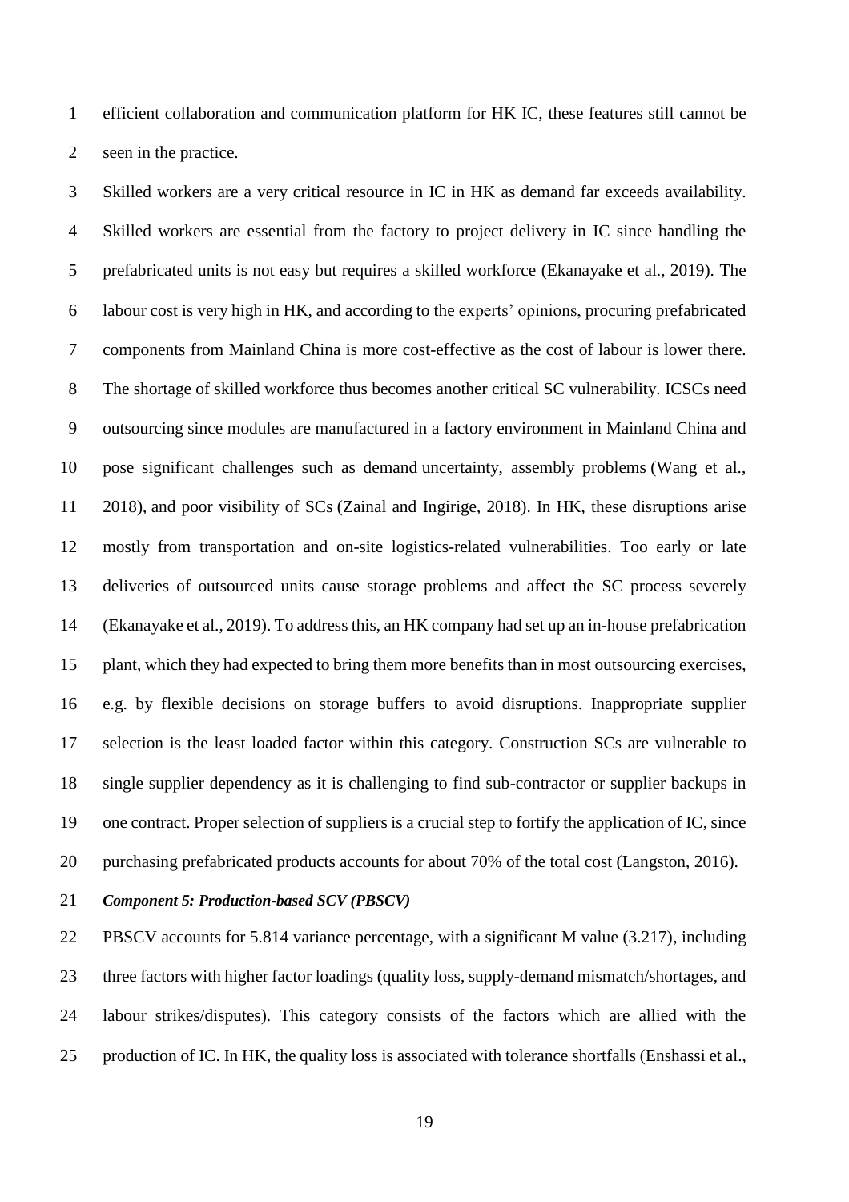efficient collaboration and communication platform for HK IC, these features still cannot be seen in the practice.

Skilled workers are a very critical resource in IC in HK as demand far exceeds availability. Skilled workers are essential from the factory to project delivery in IC since handling the prefabricated units is not easy but requires a skilled workforce (Ekanayake et al., 2019). The labour cost is very high in HK, and according to the experts' opinions, procuring prefabricated components from Mainland China is more cost-effective as the cost of labour is lower there. The shortage of skilled workforce thus becomes another critical SC vulnerability. ICSCs need outsourcing since modules are manufactured in a factory environment in Mainland China and pose significant challenges such as demand uncertainty, assembly problems (Wang et al., 2018), and poor visibility of SCs (Zainal and Ingirige, 2018). In HK, these disruptions arise mostly from transportation and on-site logistics-related vulnerabilities. Too early or late deliveries of outsourced units cause storage problems and affect the SC process severely (Ekanayake et al., 2019). To address this, an HK company had set up an in-house prefabrication plant, which they had expected to bring them more benefits than in most outsourcing exercises, e.g. by flexible decisions on storage buffers to avoid disruptions. Inappropriate supplier selection is the least loaded factor within this category. Construction SCs are vulnerable to single supplier dependency as it is challenging to find sub-contractor or supplier backups in one contract. Proper selection of suppliers is a crucial step to fortify the application of IC, since purchasing prefabricated products accounts for about 70% of the total cost (Langston, 2016).

***Component 5: Production-based SCV (PBSCV)***

PBSCV accounts for 5.814 variance percentage, with a significant M value (3.217), including three factors with higher factor loadings (quality loss, supply-demand mismatch/shortages, and labour strikes/disputes). This category consists of the factors which are allied with the production of IC. In HK, the quality loss is associated with tolerance shortfalls (Enshassi et al.,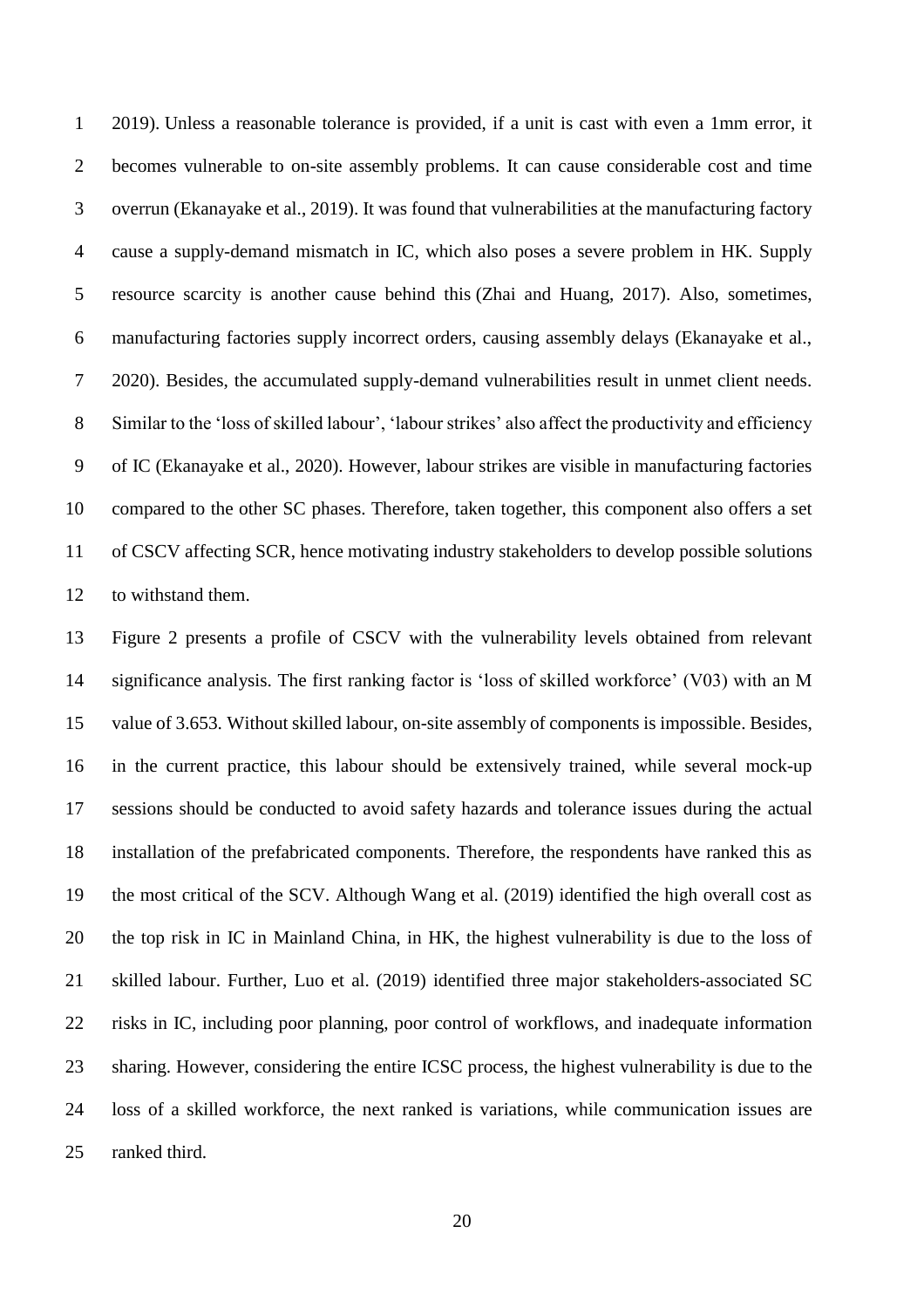2019). Unless a reasonable tolerance is provided, if a unit is cast with even a 1mm error, it becomes vulnerable to on-site assembly problems. It can cause considerable cost and time overrun (Ekanayake et al., 2019). It was found that vulnerabilities at the manufacturing factory cause a supply-demand mismatch in IC, which also poses a severe problem in HK. Supply resource scarcity is another cause behind this (Zhai and Huang, 2017). Also, sometimes, manufacturing factories supply incorrect orders, causing assembly delays (Ekanayake et al., 2020). Besides, the accumulated supply-demand vulnerabilities result in unmet client needs. Similar to the 'loss of skilled labour', 'labour strikes' also affect the productivity and efficiency of IC (Ekanayake et al., 2020). However, labour strikes are visible in manufacturing factories compared to the other SC phases. Therefore, taken together, this component also offers a set of CSCV affecting SCR, hence motivating industry stakeholders to develop possible solutions to withstand them.

Figure 2 presents a profile of CSCV with the vulnerability levels obtained from relevant significance analysis. The first ranking factor is 'loss of skilled workforce' (V03) with an M value of 3.653. Without skilled labour, on-site assembly of components is impossible. Besides, in the current practice, this labour should be extensively trained, while several mock-up sessions should be conducted to avoid safety hazards and tolerance issues during the actual installation of the prefabricated components. Therefore, the respondents have ranked this as the most critical of the SCV. Although Wang et al. (2019) identified the high overall cost as the top risk in IC in Mainland China, in HK, the highest vulnerability is due to the loss of skilled labour. Further, Luo et al. (2019) identified three major stakeholders-associated SC risks in IC, including poor planning, poor control of workflows, and inadequate information sharing. However, considering the entire ICSC process, the highest vulnerability is due to the loss of a skilled workforce, the next ranked is variations, while communication issues are ranked third.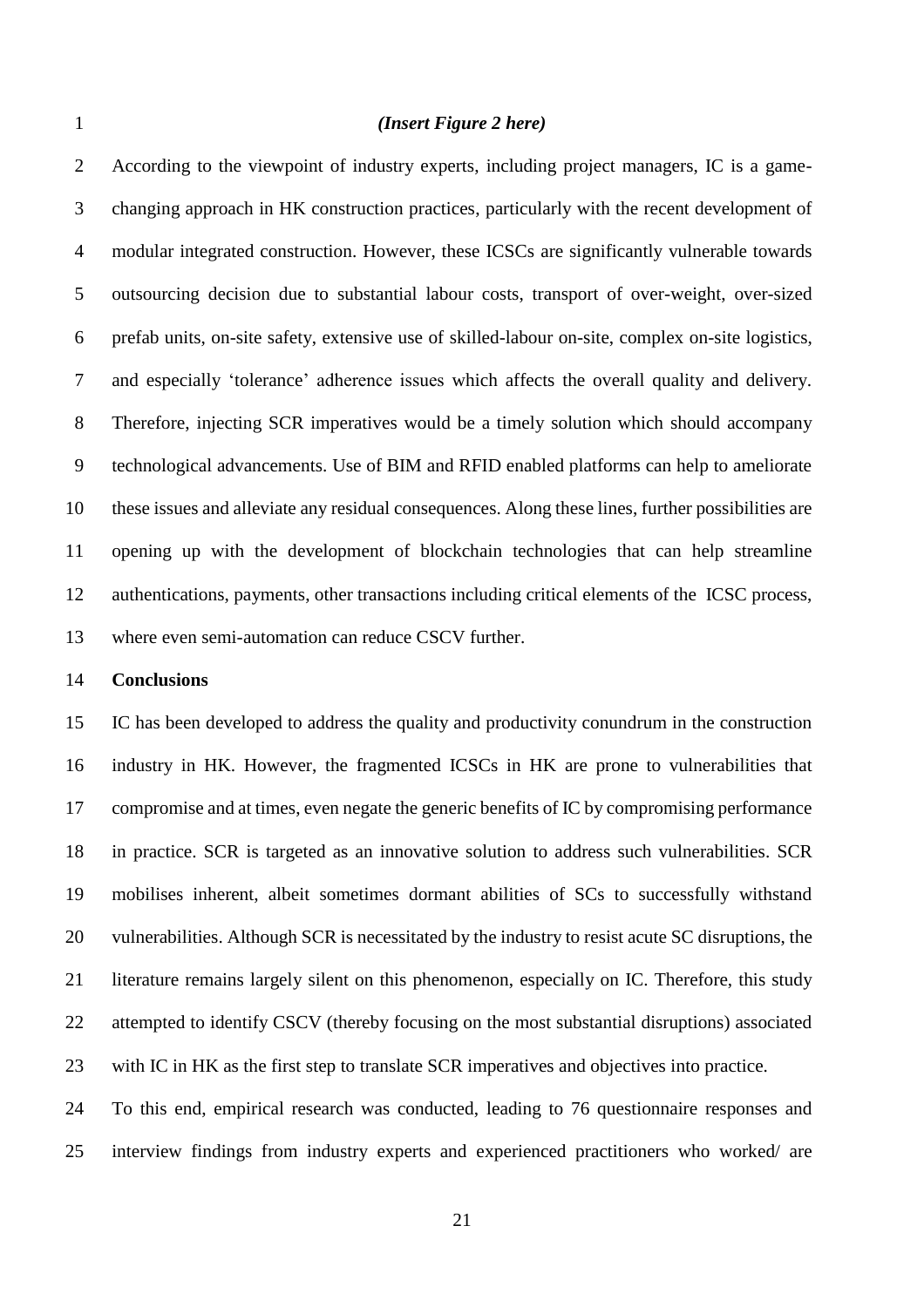*(Insert Figure 2 here)*

According to the viewpoint of industry experts, including project managers, IC is a game-changing approach in HK construction practices, particularly with the recent development of modular integrated construction. However, these ICSCs are significantly vulnerable towards outsourcing decision due to substantial labour costs, transport of over-weight, over-sized prefab units, on-site safety, extensive use of skilled-labour on-site, complex on-site logistics, and especially 'tolerance' adherence issues which affects the overall quality and delivery. Therefore, injecting SCR imperatives would be a timely solution which should accompany technological advancements. Use of BIM and RFID enabled platforms can help to ameliorate these issues and alleviate any residual consequences. Along these lines, further possibilities are opening up with the development of blockchain technologies that can help streamline authentications, payments, other transactions including critical elements of the ICSC process, where even semi-automation can reduce CSCV further.

## Conclusions

IC has been developed to address the quality and productivity conundrum in the construction industry in HK. However, the fragmented ICSCs in HK are prone to vulnerabilities that compromise and at times, even negate the generic benefits of IC by compromising performance in practice. SCR is targeted as an innovative solution to address such vulnerabilities. SCR mobilises inherent, albeit sometimes dormant abilities of SCs to successfully withstand vulnerabilities. Although SCR is necessitated by the industry to resist acute SC disruptions, the literature remains largely silent on this phenomenon, especially on IC. Therefore, this study attempted to identify CSCV (thereby focusing on the most substantial disruptions) associated with IC in HK as the first step to translate SCR imperatives and objectives into practice.

To this end, empirical research was conducted, leading to 76 questionnaire responses and interview findings from industry experts and experienced practitioners who worked/ are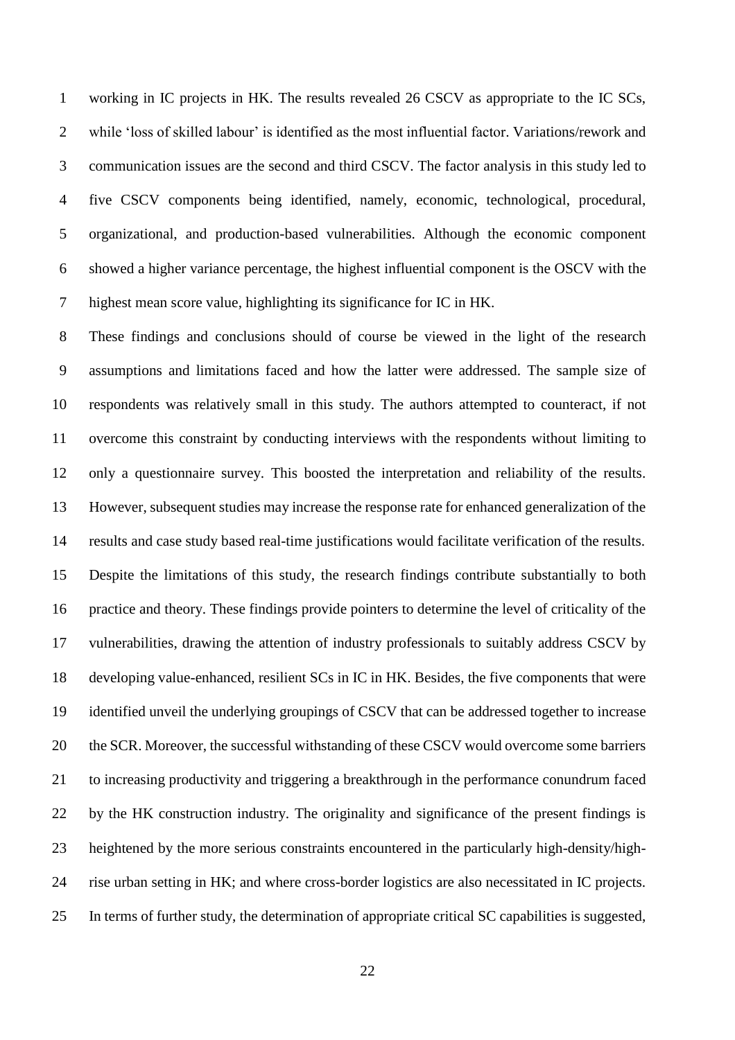working in IC projects in HK. The results revealed 26 CSCV as appropriate to the IC SCs, while 'loss of skilled labour' is identified as the most influential factor. Variations/rework and communication issues are the second and third CSCV. The factor analysis in this study led to five CSCV components being identified, namely, economic, technological, procedural, organizational, and production-based vulnerabilities. Although the economic component showed a higher variance percentage, the highest influential component is the OSCV with the highest mean score value, highlighting its significance for IC in HK.

These findings and conclusions should of course be viewed in the light of the research assumptions and limitations faced and how the latter were addressed. The sample size of respondents was relatively small in this study. The authors attempted to counteract, if not overcome this constraint by conducting interviews with the respondents without limiting to only a questionnaire survey. This boosted the interpretation and reliability of the results. However, subsequent studies may increase the response rate for enhanced generalization of the results and case study based real-time justifications would facilitate verification of the results. Despite the limitations of this study, the research findings contribute substantially to both practice and theory. These findings provide pointers to determine the level of criticality of the vulnerabilities, drawing the attention of industry professionals to suitably address CSCV by developing value-enhanced, resilient SCs in IC in HK. Besides, the five components that were identified unveil the underlying groupings of CSCV that can be addressed together to increase the SCR. Moreover, the successful withstanding of these CSCV would overcome some barriers to increasing productivity and triggering a breakthrough in the performance conundrum faced by the HK construction industry. The originality and significance of the present findings is heightened by the more serious constraints encountered in the particularly high-density/high-rise urban setting in HK; and where cross-border logistics are also necessitated in IC projects. In terms of further study, the determination of appropriate critical SC capabilities is suggested,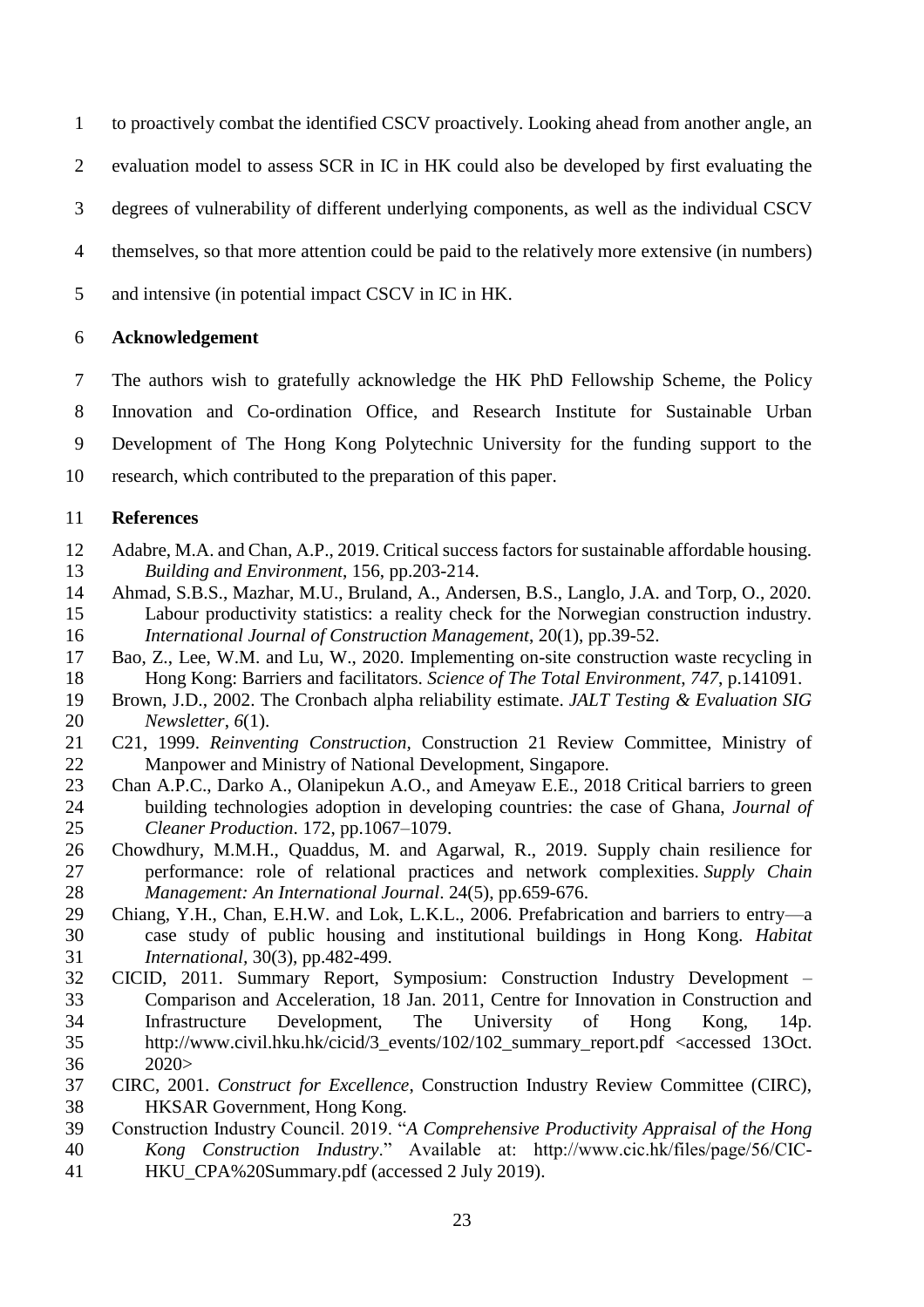to proactively combat the identified CSCV proactively. Looking ahead from another angle, an evaluation model to assess SCR in IC in HK could also be developed by first evaluating the degrees of vulnerability of different underlying components, as well as the individual CSCV themselves, so that more attention could be paid to the relatively more extensive (in numbers) and intensive (in potential impact CSCV in IC in HK.

## Acknowledgement

The authors wish to gratefully acknowledge the HK PhD Fellowship Scheme, the Policy Innovation and Co-ordination Office, and Research Institute for Sustainable Urban Development of The Hong Kong Polytechnic University for the funding support to the research, which contributed to the preparation of this paper.

## References

Adabre, M.A. and Chan, A.P., 2019. Critical success factors for sustainable affordable housing. *Building and Environment*, 156, pp.203-214.

Ahmad, S.B.S., Mazhar, M.U., Bruland, A., Andersen, B.S., Langlo, J.A. and Torp, O., 2020. Labour productivity statistics: a reality check for the Norwegian construction industry. *International Journal of Construction Management*, 20(1), pp.39-52.

Bao, Z., Lee, W.M. and Lu, W., 2020. Implementing on-site construction waste recycling in Hong Kong: Barriers and facilitators. *Science of The Total Environment*, *747*, p.141091.

Brown, J.D., 2002. The Cronbach alpha reliability estimate. *JALT Testing & Evaluation SIG Newsletter*, *6*(1).

C21, 1999. *Reinventing Construction*, Construction 21 Review Committee, Ministry of Manpower and Ministry of National Development, Singapore.

Chan A.P.C., Darko A., Olanipekun A.O., and Ameyaw E.E., 2018 Critical barriers to green building technologies adoption in developing countries: the case of Ghana, *Journal of Cleaner Production*. 172, pp.1067–1079.

Chowdhury, M.M.H., Quaddus, M. and Agarwal, R., 2019. Supply chain resilience for performance: role of relational practices and network complexities. *Supply Chain Management: An International Journal*. 24(5), pp.659-676.

Chiang, Y.H., Chan, E.H.W. and Lok, L.K.L., 2006. Prefabrication and barriers to entry—a case study of public housing and institutional buildings in Hong Kong. *Habitat International*, 30(3), pp.482-499.

CICID, 2011. Summary Report, Symposium: Construction Industry Development – Comparison and Acceleration, 18 Jan. 2011, Centre for Innovation in Construction and Infrastructure Development, The University of Hong Kong, 14p. http://www.civil.hku.hk/cicid/3_events/102/102_summary_report.pdf <accessed 13Oct. 2020>

CIRC, 2001. *Construct for Excellence*, Construction Industry Review Committee (CIRC), HKSAR Government, Hong Kong.

Construction Industry Council. 2019. "*A Comprehensive Productivity Appraisal of the Hong Kong Construction Industry*." Available at: http://www.cic.hk/files/page/56/CIC-HKU_CPA%20Summary.pdf (accessed 2 July 2019).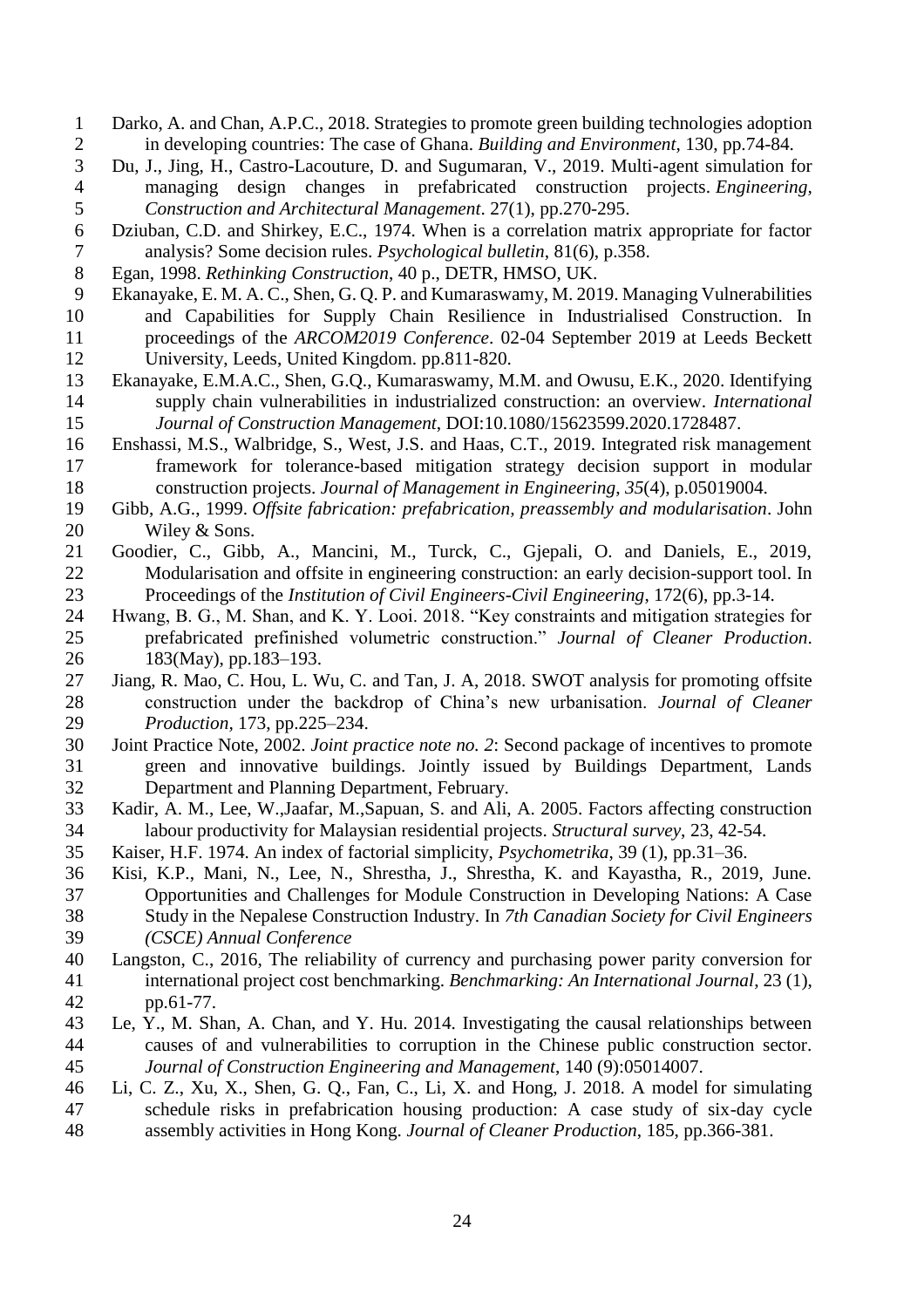Darko, A. and Chan, A.P.C., 2018. Strategies to promote green building technologies adoption in developing countries: The case of Ghana. *Building and Environment*, 130, pp.74-84.

Du, J., Jing, H., Castro-Lacouture, D. and Sugumaran, V., 2019. Multi-agent simulation for managing design changes in prefabricated construction projects. *Engineering, Construction and Architectural Management*. 27(1), pp.270-295.

Dziuban, C.D. and Shirkey, E.C., 1974. When is a correlation matrix appropriate for factor analysis? Some decision rules. *Psychological bulletin*, 81(6), p.358.

Egan, 1998. *Rethinking Construction*, 40 p., DETR, HMSO, UK.

Ekanayake, E. M. A. C., Shen, G. Q. P. and Kumaraswamy, M. 2019. Managing Vulnerabilities and Capabilities for Supply Chain Resilience in Industrialised Construction. In proceedings of the *ARCOM2019 Conference*. 02-04 September 2019 at Leeds Beckett University, Leeds, United Kingdom. pp.811-820.

Ekanayake, E.M.A.C., Shen, G.Q., Kumaraswamy, M.M. and Owusu, E.K., 2020. Identifying supply chain vulnerabilities in industrialized construction: an overview. *International Journal of Construction Management*, DOI:10.1080/15623599.2020.1728487.

Enshassi, M.S., Walbridge, S., West, J.S. and Haas, C.T., 2019. Integrated risk management framework for tolerance-based mitigation strategy decision support in modular construction projects. *Journal of Management in Engineering*, *35*(4), p.05019004.

Gibb, A.G., 1999. *Offsite fabrication: prefabrication, preassembly and modularisation*. John Wiley & Sons.

Goodier, C., Gibb, A., Mancini, M., Turck, C., Gjepali, O. and Daniels, E., 2019, Modularisation and offsite in engineering construction: an early decision-support tool. In Proceedings of the *Institution of Civil Engineers-Civil Engineering*, 172(6), pp.3-14.

Hwang, B. G., M. Shan, and K. Y. Looi. 2018. "Key constraints and mitigation strategies for prefabricated prefinished volumetric construction." *Journal of Cleaner Production*. 183(May), pp.183–193.

Jiang, R. Mao, C. Hou, L. Wu, C. and Tan, J. A, 2018. SWOT analysis for promoting offsite construction under the backdrop of China's new urbanisation. *Journal of Cleaner Production*, 173, pp.225–234.

Joint Practice Note, 2002. *Joint practice note no. 2*: Second package of incentives to promote green and innovative buildings. Jointly issued by Buildings Department, Lands Department and Planning Department, February.

Kadir, A. M., Lee, W.,Jaafar, M.,Sapuan, S. and Ali, A. 2005. Factors affecting construction labour productivity for Malaysian residential projects. *Structural survey*, 23, 42-54.

Kaiser, H.F. 1974. An index of factorial simplicity, *Psychometrika*, 39 (1), pp.31–36.

Kisi, K.P., Mani, N., Lee, N., Shrestha, J., Shrestha, K. and Kayastha, R., 2019, June. Opportunities and Challenges for Module Construction in Developing Nations: A Case Study in the Nepalese Construction Industry. In *7th Canadian Society for Civil Engineers (CSCE) Annual Conference*

Langston, C., 2016, The reliability of currency and purchasing power parity conversion for international project cost benchmarking. *Benchmarking: An International Journal*, 23 (1), pp.61-77.

Le, Y., M. Shan, A. Chan, and Y. Hu. 2014. Investigating the causal relationships between causes of and vulnerabilities to corruption in the Chinese public construction sector. *Journal of Construction Engineering and Management*, 140 (9):05014007.

Li, C. Z., Xu, X., Shen, G. Q., Fan, C., Li, X. and Hong, J. 2018. A model for simulating schedule risks in prefabrication housing production: A case study of six-day cycle assembly activities in Hong Kong. *Journal of Cleaner Production*, 185, pp.366-381.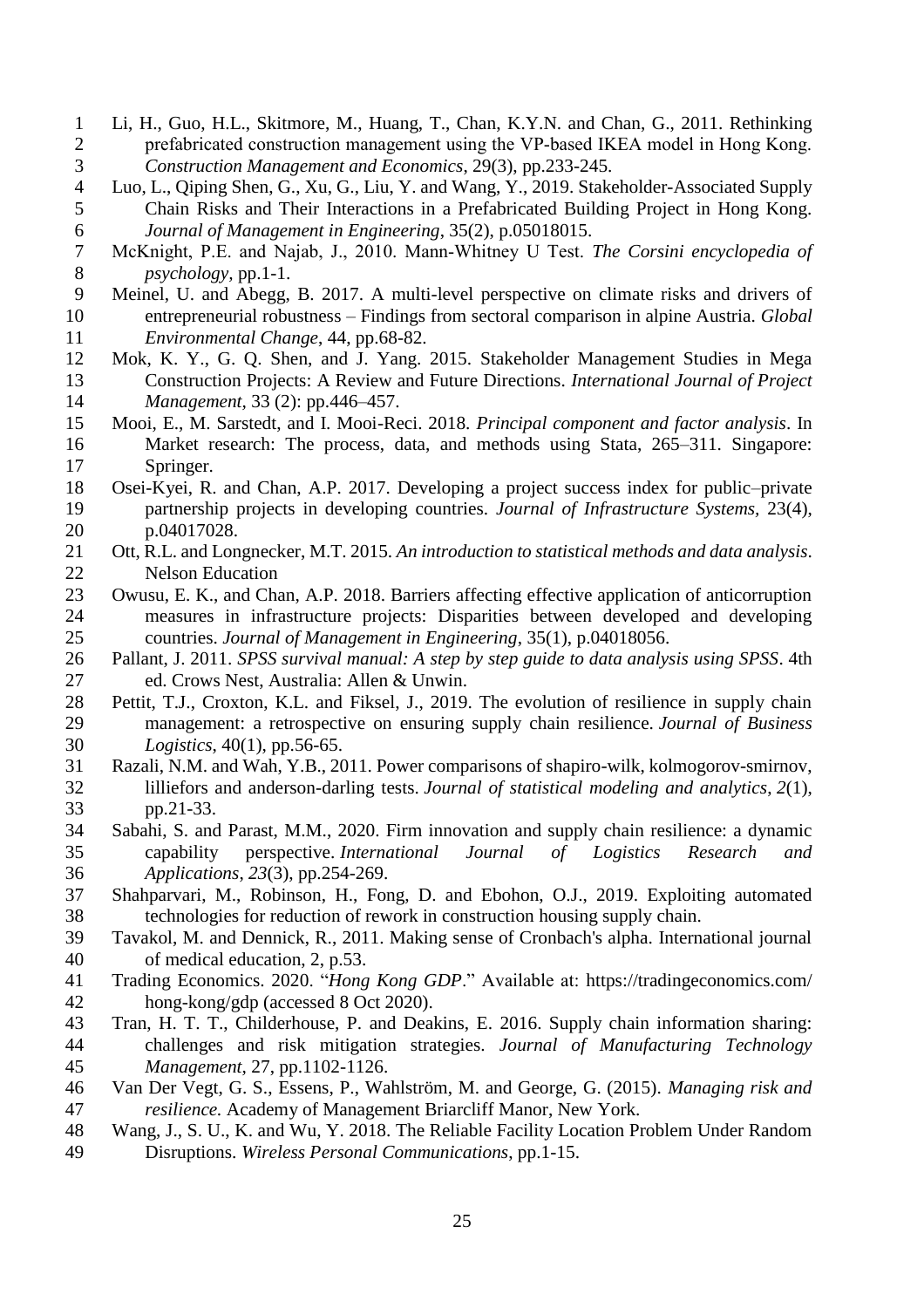Li, H., Guo, H.L., Skitmore, M., Huang, T., Chan, K.Y.N. and Chan, G., 2011. Rethinking prefabricated construction management using the VP-based IKEA model in Hong Kong. *Construction Management and Economics*, 29(3), pp.233-245.

Luo, L., Qiping Shen, G., Xu, G., Liu, Y. and Wang, Y., 2019. Stakeholder-Associated Supply Chain Risks and Their Interactions in a Prefabricated Building Project in Hong Kong. *Journal of Management in Engineering*, 35(2), p.05018015.

McKnight, P.E. and Najab, J., 2010. Mann-Whitney U Test. *The Corsini encyclopedia of psychology*, pp.1-1.

Meinel, U. and Abegg, B. 2017. A multi-level perspective on climate risks and drivers of entrepreneurial robustness – Findings from sectoral comparison in alpine Austria. *Global Environmental Change*, 44, pp.68-82.

Mok, K. Y., G. Q. Shen, and J. Yang. 2015. Stakeholder Management Studies in Mega Construction Projects: A Review and Future Directions. *International Journal of Project Management*, 33 (2): pp.446–457.

Mooi, E., M. Sarstedt, and I. Mooi-Reci. 2018. *Principal component and factor analysis*. In Market research: The process, data, and methods using Stata, 265–311. Singapore: Springer.

Osei-Kyei, R. and Chan, A.P. 2017. Developing a project success index for public–private partnership projects in developing countries. *Journal of Infrastructure Systems*, 23(4), p.04017028.

Ott, R.L. and Longnecker, M.T. 2015. *An introduction to statistical methods and data analysis*. Nelson Education

Owusu, E. K., and Chan, A.P. 2018. Barriers affecting effective application of anticorruption measures in infrastructure projects: Disparities between developed and developing countries. *Journal of Management in Engineering*, 35(1), p.04018056.

Pallant, J. 2011. *SPSS survival manual: A step by step guide to data analysis using SPSS*. 4th ed. Crows Nest, Australia: Allen & Unwin.

Pettit, T.J., Croxton, K.L. and Fiksel, J., 2019. The evolution of resilience in supply chain management: a retrospective on ensuring supply chain resilience. *Journal of Business Logistics*, 40(1), pp.56-65.

Razali, N.M. and Wah, Y.B., 2011. Power comparisons of shapiro-wilk, kolmogorov-smirnov, lilliefors and anderson-darling tests. *Journal of statistical modeling and analytics*, *2*(1), pp.21-33.

Sabahi, S. and Parast, M.M., 2020. Firm innovation and supply chain resilience: a dynamic capability perspective. *International Journal of Logistics Research and Applications*, *23*(3), pp.254-269.

Shahparvari, M., Robinson, H., Fong, D. and Ebohon, O.J., 2019. Exploiting automated technologies for reduction of rework in construction housing supply chain.

Tavakol, M. and Dennick, R., 2011. Making sense of Cronbach's alpha. International journal of medical education, 2, p.53.

Trading Economics. 2020. "*Hong Kong GDP*." Available at: https://tradingeconomics.com/hong-kong/gdp (accessed 8 Oct 2020).

Tran, H. T. T., Childerhouse, P. and Deakins, E. 2016. Supply chain information sharing: challenges and risk mitigation strategies. *Journal of Manufacturing Technology Management*, 27, pp.1102-1126.

Van Der Vegt, G. S., Essens, P., Wahlström, M. and George, G. (2015). *Managing risk and resilience.* Academy of Management Briarcliff Manor, New York.

Wang, J., S. U., K. and Wu, Y. 2018. The Reliable Facility Location Problem Under Random Disruptions. *Wireless Personal Communications*, pp.1-15.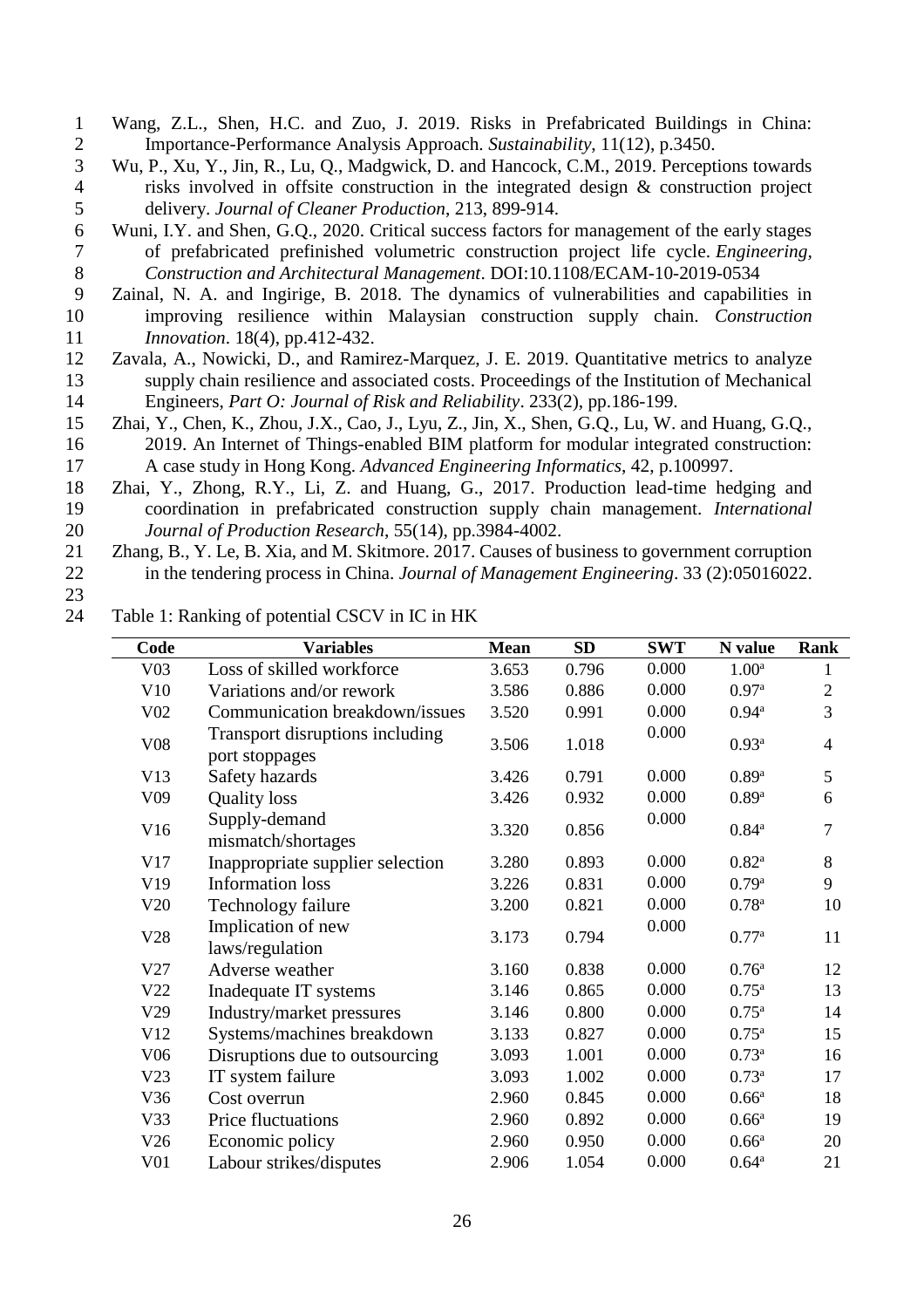Wang, Z.L., Shen, H.C. and Zuo, J. 2019. Risks in Prefabricated Buildings in China: Importance-Performance Analysis Approach. *Sustainability*, 11(12), p.3450.

Wu, P., Xu, Y., Jin, R., Lu, Q., Madgwick, D. and Hancock, C.M., 2019. Perceptions towards risks involved in offsite construction in the integrated design & construction project delivery. *Journal of Cleaner Production*, 213, 899-914.

Wuni, I.Y. and Shen, G.Q., 2020. Critical success factors for management of the early stages of prefabricated prefinished volumetric construction project life cycle. *Engineering, Construction and Architectural Management*. DOI:10.1108/ECAM-10-2019-0534

Zainal, N. A. and Ingirige, B. 2018. The dynamics of vulnerabilities and capabilities in improving resilience within Malaysian construction supply chain. *Construction Innovation*. 18(4), pp.412-432.

Zavala, A., Nowicki, D., and Ramirez-Marquez, J. E. 2019. Quantitative metrics to analyze supply chain resilience and associated costs. Proceedings of the Institution of Mechanical Engineers, *Part O: Journal of Risk and Reliability*. 233(2), pp.186-199.

Zhai, Y., Chen, K., Zhou, J.X., Cao, J., Lyu, Z., Jin, X., Shen, G.Q., Lu, W. and Huang, G.Q., 2019. An Internet of Things-enabled BIM platform for modular integrated construction: A case study in Hong Kong. *Advanced Engineering Informatics*, 42, p.100997.

Zhai, Y., Zhong, R.Y., Li, Z. and Huang, G., 2017. Production lead-time hedging and coordination in prefabricated construction supply chain management. *International Journal of Production Research*, 55(14), pp.3984-4002.

Zhang, B., Y. Le, B. Xia, and M. Skitmore. 2017. Causes of business to government corruption in the tendering process in China. *Journal of Management Engineering*. 33 (2):05016022.

Table 1: Ranking of potential CSCV in IC in HK

| Code | Variables | Mean | SD | SWT | N value | Rank |
|---|---|---|---|---|---|---|
| V03 | Loss of skilled workforce | 3.653 | 0.796 | 0.000 | 1.00[a] | 1 |
| V10 | Variations and/or rework | 3.586 | 0.886 | 0.000 | 0.97[a] | 2 |
| V02 | Communication breakdown/issues | 3.520 | 0.991 | 0.000 | 0.94[a] | 3 |
| V08 | Transport disruptions including port stoppages | 3.506 | 1.018 | 0.000 | 0.93[a] | 4 |
| V13 | Safety hazards | 3.426 | 0.791 | 0.000 | 0.89[a] | 5 |
| V09 | Quality loss | 3.426 | 0.932 | 0.000 | 0.89[a] | 6 |
| V16 | Supply-demand mismatch/shortages | 3.320 | 0.856 | 0.000 | 0.84[a] | 7 |
| V17 | Inappropriate supplier selection | 3.280 | 0.893 | 0.000 | 0.82[a] | 8 |
| V19 | Information loss | 3.226 | 0.831 | 0.000 | 0.79[a] | 9 |
| V20 | Technology failure | 3.200 | 0.821 | 0.000 | 0.78[a] | 10 |
| V28 | Implication of new laws/regulation | 3.173 | 0.794 | 0.000 | 0.77[a] | 11 |
| V27 | Adverse weather | 3.160 | 0.838 | 0.000 | 0.76[a] | 12 |
| V22 | Inadequate IT systems | 3.146 | 0.865 | 0.000 | 0.75[a] | 13 |
| V29 | Industry/market pressures | 3.146 | 0.800 | 0.000 | 0.75[a] | 14 |
| V12 | Systems/machines breakdown | 3.133 | 0.827 | 0.000 | 0.75[a] | 15 |
| V06 | Disruptions due to outsourcing | 3.093 | 1.001 | 0.000 | 0.73[a] | 16 |
| V23 | IT system failure | 3.093 | 1.002 | 0.000 | 0.73[a] | 17 |
| V36 | Cost overrun | 2.960 | 0.845 | 0.000 | 0.66[a] | 18 |
| V33 | Price fluctuations | 2.960 | 0.892 | 0.000 | 0.66[a] | 19 |
| V26 | Economic policy | 2.960 | 0.950 | 0.000 | 0.66[a] | 20 |
| V01 | Labour strikes/disputes | 2.906 | 1.054 | 0.000 | 0.64[a] | 21 |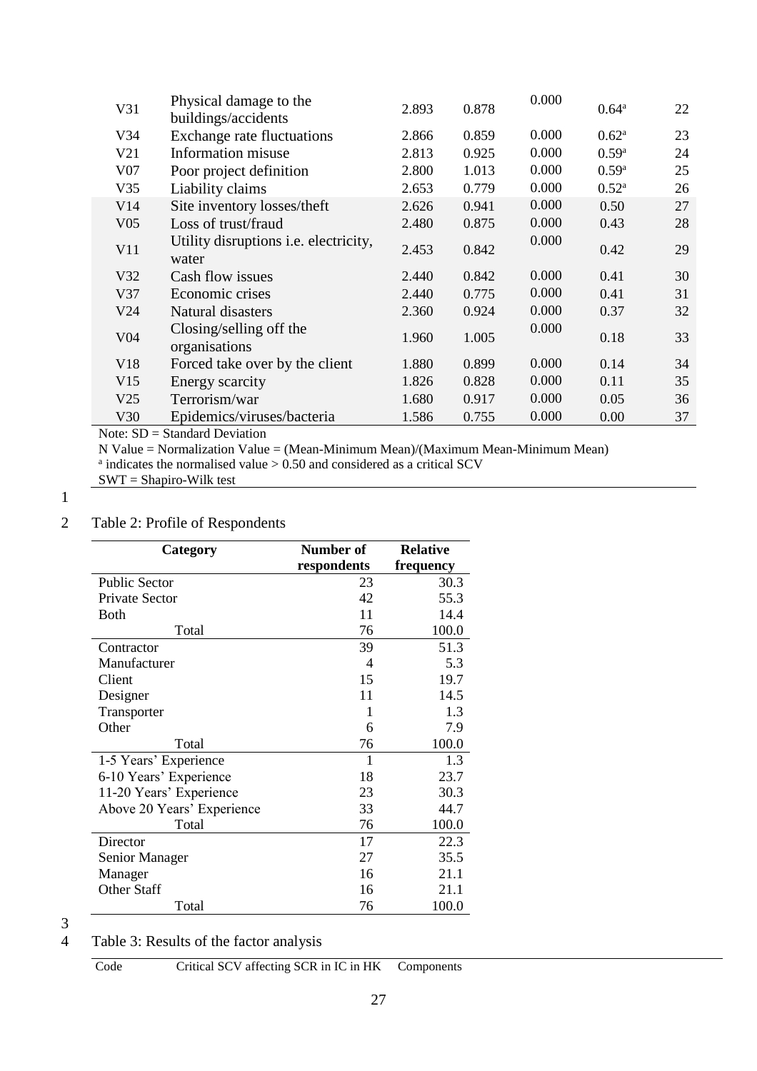| | | | | | | |
|---|---|---|---|---|---|---|
| V31 | Physical damage to the buildings/accidents | 2.893 | 0.878 | 0.000 | 0.64[a] | 22 |
| V34 | Exchange rate fluctuations | 2.866 | 0.859 | 0.000 | 0.62[a] | 23 |
| V21 | Information misuse | 2.813 | 0.925 | 0.000 | 0.59[a] | 24 |
| V07 | Poor project definition | 2.800 | 1.013 | 0.000 | 0.59[a] | 25 |
| V35 | Liability claims | 2.653 | 0.779 | 0.000 | 0.52[a] | 26 |
| V14 | Site inventory losses/theft | 2.626 | 0.941 | 0.000 | 0.50 | 27 |
| V05 | Loss of trust/fraud | 2.480 | 0.875 | 0.000 | 0.43 | 28 |
| V11 | Utility disruptions i.e. electricity, water | 2.453 | 0.842 | 0.000 | 0.42 | 29 |
| V32 | Cash flow issues | 2.440 | 0.842 | 0.000 | 0.41 | 30 |
| V37 | Economic crises | 2.440 | 0.775 | 0.000 | 0.41 | 31 |
| V24 | Natural disasters | 2.360 | 0.924 | 0.000 | 0.37 | 32 |
| V04 | Closing/selling off the organisations | 1.960 | 1.005 | 0.000 | 0.18 | 33 |
| V18 | Forced take over by the client | 1.880 | 0.899 | 0.000 | 0.14 | 34 |
| V15 | Energy scarcity | 1.826 | 0.828 | 0.000 | 0.11 | 35 |
| V25 | Terrorism/war | 1.680 | 0.917 | 0.000 | 0.05 | 36 |
| V30 | Epidemics/viruses/bacteria | 1.586 | 0.755 | 0.000 | 0.00 | 37 |

Note: SD = Standard Deviation

N Value = Normalization Value = (Mean-Minimum Mean)/(Maximum Mean-Minimum Mean)

[a] indicates the normalised value > 0.50 and considered as a critical SCV

SWT = Shapiro-Wilk test

Table 2: Profile of Respondents

| Category | Number of respondents | Relative frequency |
|---|---|---|
| Public Sector | 23 | 30.3 |
| Private Sector | 42 | 55.3 |
| Both | 11 | 14.4 |
| Total | 76 | 100.0 |
| Contractor | 39 | 51.3 |
| Manufacturer | 4 | 5.3 |
| Client | 15 | 19.7 |
| Designer | 11 | 14.5 |
| Transporter | 1 | 1.3 |
| Other | 6 | 7.9 |
| Total | 76 | 100.0 |
| 1-5 Years' Experience | 1 | 1.3 |
| 6-10 Years' Experience | 18 | 23.7 |
| 11-20 Years' Experience | 23 | 30.3 |
| Above 20 Years' Experience | 33 | 44.7 |
| Total | 76 | 100.0 |
| Director | 17 | 22.3 |
| Senior Manager | 27 | 35.5 |
| Manager | 16 | 21.1 |
| Other Staff | 16 | 21.1 |
| Total | 76 | 100.0 |

Table 3: Results of the factor analysis

| Code | Critical SCV affecting SCR in IC in HK | Components |
|---|---|---|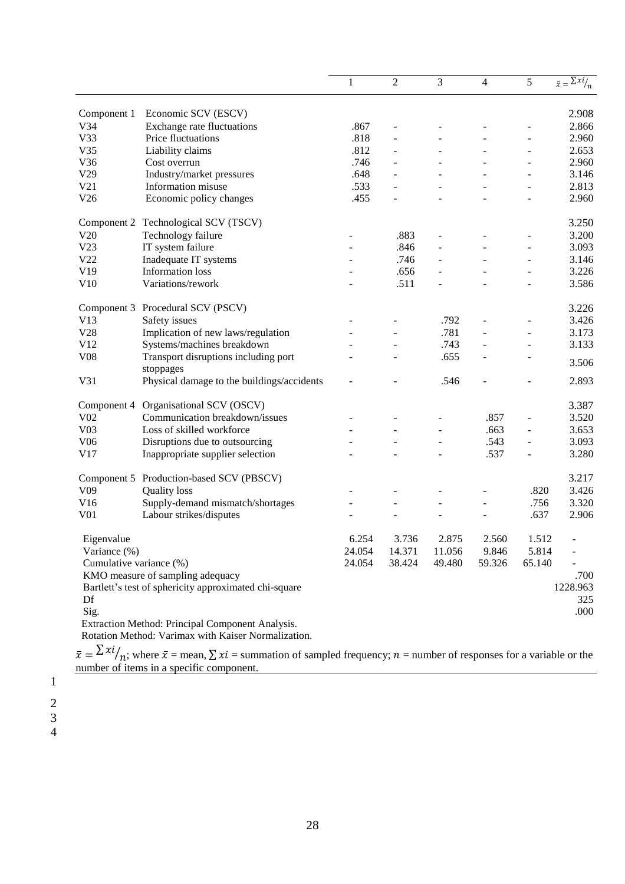| | | 1 | 2 | 3 | 4 | 5 | $\bar{x} = \sum xi/_{n}$ |
|---|---|---|---|---|---|---|---|
| Component 1 | Economic SCV (ESCV) | | | | | | 2.908 |
| V34 | Exchange rate fluctuations | .867 | - | - | - | - | 2.866 |
| V33 | Price fluctuations | .818 | - | - | - | - | 2.960 |
| V35 | Liability claims | .812 | - | - | - | - | 2.653 |
| V36 | Cost overrun | .746 | - | - | - | - | 2.960 |
| V29 | Industry/market pressures | .648 | - | - | - | - | 3.146 |
| V21 | Information misuse | .533 | - | - | - | - | 2.813 |
| V26 | Economic policy changes | .455 | - | - | - | - | 2.960 |
| Component 2 | Technological SCV (TSCV) | | | | | | 3.250 |
| V20 | Technology failure | - | .883 | - | - | - | 3.200 |
| V23 | IT system failure | - | .846 | - | - | - | 3.093 |
| V22 | Inadequate IT systems | - | .746 | - | - | - | 3.146 |
| V19 | Information loss | - | .656 | - | - | - | 3.226 |
| V10 | Variations/rework | - | .511 | - | - | - | 3.586 |
| Component 3 | Procedural SCV (PSCV) | | | | | | 3.226 |
| V13 | Safety issues | - | - | .792 | - | - | 3.426 |
| V28 | Implication of new laws/regulation | - | - | .781 | - | - | 3.173 |
| V12 | Systems/machines breakdown | - | - | .743 | - | - | 3.133 |
| V08 | Transport disruptions including port stoppages | - | - | .655 | - | - | 3.506 |
| V31 | Physical damage to the buildings/accidents | - | - | .546 | - | - | 2.893 |
| Component 4 | Organisational SCV (OSCV) | | | | | | 3.387 |
| V02 | Communication breakdown/issues | - | - | - | .857 | - | 3.520 |
| V03 | Loss of skilled workforce | - | - | - | .663 | - | 3.653 |
| V06 | Disruptions due to outsourcing | - | - | - | .543 | - | 3.093 |
| V17 | Inappropriate supplier selection | - | - | - | .537 | - | 3.280 |
| Component 5 | Production-based SCV (PBSCV) | | | | | | 3.217 |
| V09 | Quality loss | - | - | - | - | .820 | 3.426 |
| V16 | Supply-demand mismatch/shortages | - | - | - | - | .756 | 3.320 |
| V01 | Labour strikes/disputes | - | - | - | - | .637 | 2.906 |
| Eigenvalue | | 6.254 | 3.736 | 2.875 | 2.560 | 1.512 | - |
| Variance (%) | | 24.054 | 14.371 | 11.056 | 9.846 | 5.814 | - |
| Cumulative variance (%) | | 24.054 | 38.424 | 49.480 | 59.326 | 65.140 | - |
| KMO measure of sampling adequacy | | | | | | | .700 |
| Bartlett's test of sphericity approximated chi-square | | | | | | | 1228.963 |
| Df | | | | | | | 325 |
| Sig. | | | | | | | .000 |

Extraction Method: Principal Component Analysis.
Rotation Method: Varimax with Kaiser Normalization.

$\bar{x} = \sum xi/_{n}$; where $\bar{x}$ = mean, $\sum xi$ = summation of sampled frequency; $n$ = number of responses for a variable or the number of items in a specific component.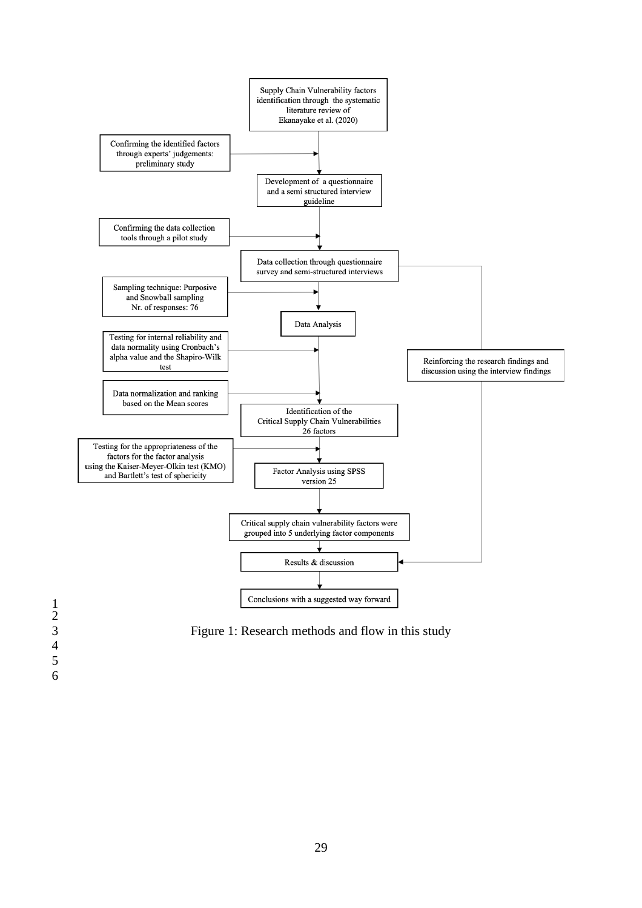Supply Chain Vulnerability factors identification through the systematic literature review of Ekanayake et al. (2020)

Confirming the identified factors through experts' judgements: preliminary study

Development of a questionnaire and a semi structured interview guideline

Confirming the data collection tools through a pilot study

Data collection through questionnaire survey and semi-structured interviews

Sampling technique: Purposive and Snowball sampling
Nr. of responses: 76

Data Analysis

Testing for internal reliability and data normality using Cronbach's alpha value and the Shapiro-Wilk test

Reinforcing the research findings and discussion using the interview findings

Data normalization and ranking based on the Mean scores

Identification of the Critical Supply Chain Vulnerabilities 26 factors

Testing for the appropriateness of the factors for the factor analysis using the Kaiser-Meyer-Olkin test (KMO) and Bartlett's test of sphericity

Factor Analysis using SPSS version 25

Critical supply chain vulnerability factors were grouped into 5 underlying factor components

Results & discussion

Conclusions with a suggested way forward

Figure 1: Research methods and flow in this study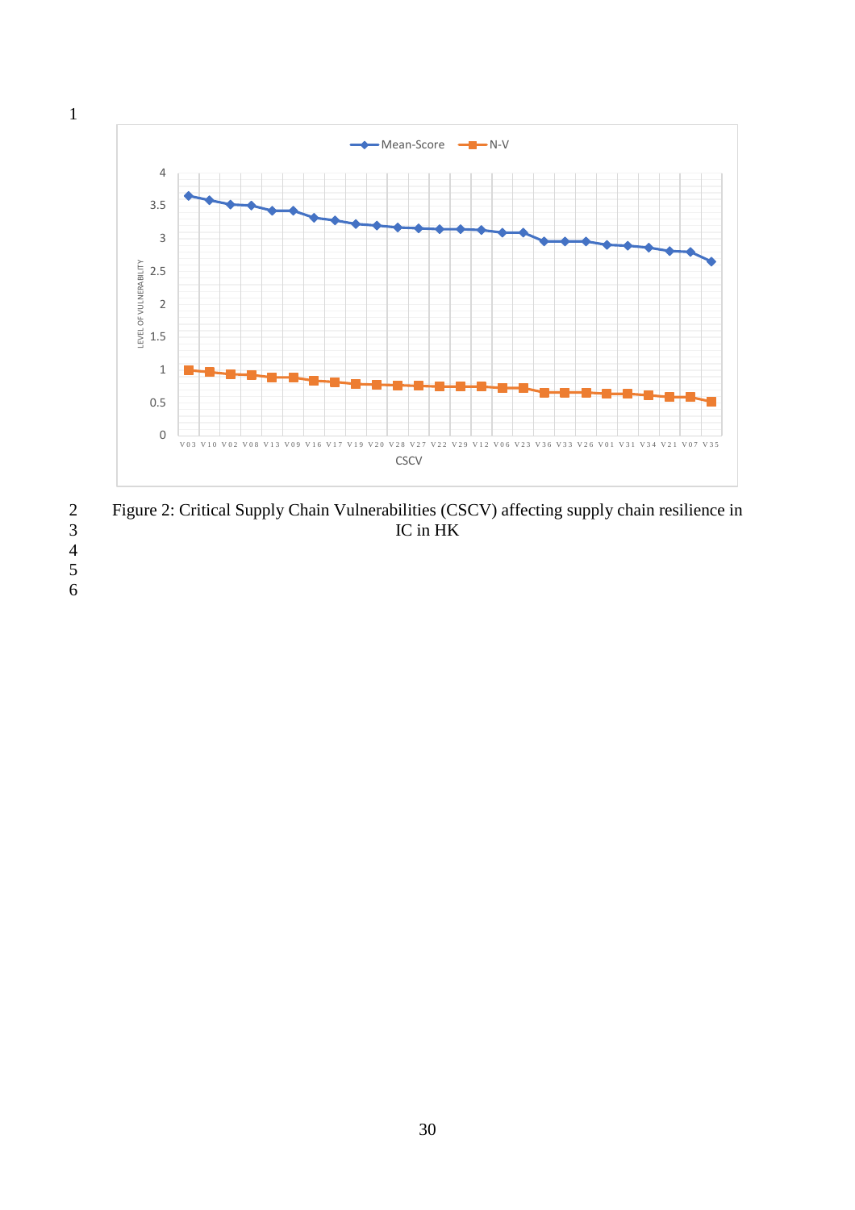Mean-Score
N-V

LEVEL OF VULNERABILITY

4
3.5
3
2.5
2
1.5
1
0.5
0

V03 V10 V02 V08 V13 V09 V16 V17 V19 V20 V28 V27 V22 V29 V12 V06 V23 V36 V33 V26 V01 V31 V34 V21 V07 V35

CSCV

Figure 2: Critical Supply Chain Vulnerabilities (CSCV) affecting supply chain resilience in IC in HK